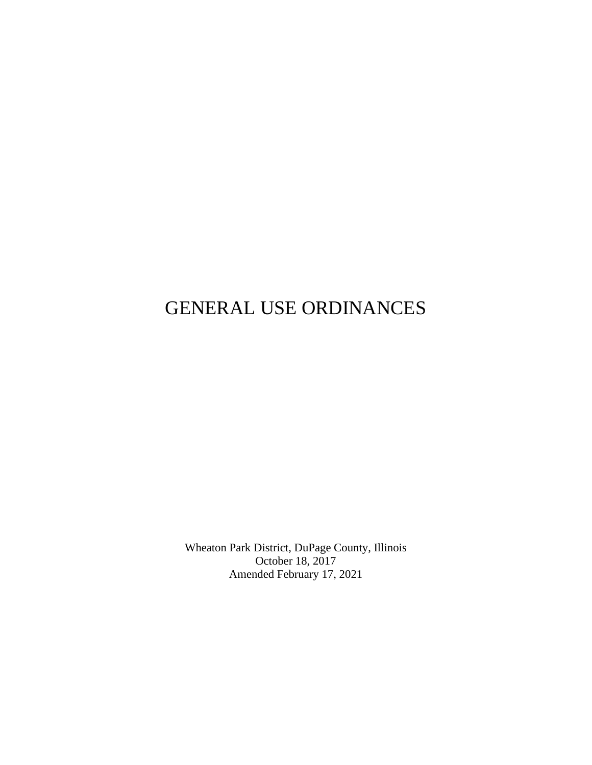# GENERAL USE ORDINANCES

Wheaton Park District, DuPage County, Illinois
October 18, 2017
Amended February 17, 2021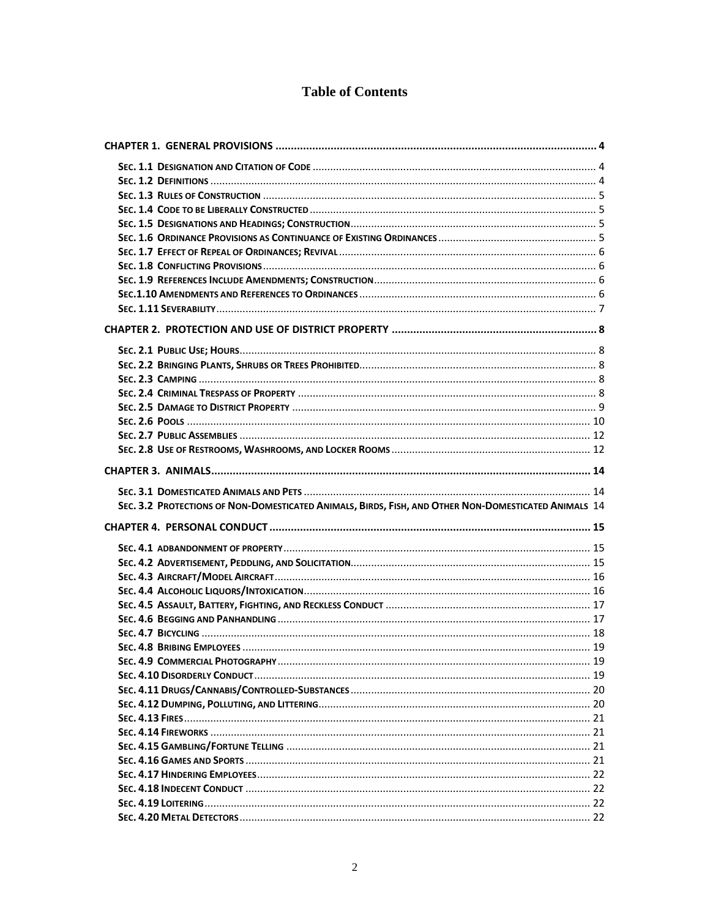# Table of Contents

**CHAPTER 1. GENERAL PROVISIONS** ........ 4

- **SEC. 1.1 DESIGNATION AND CITATION OF CODE** ........ 4
- **SEC. 1.2 DEFINITIONS** ........ 4
- **SEC. 1.3 RULES OF CONSTRUCTION** ........ 5
- **SEC. 1.4 CODE TO BE LIBERALLY CONSTRUCTED** ........ 5
- **SEC. 1.5 DESIGNATIONS AND HEADINGS; CONSTRUCTION** ........ 5
- **SEC. 1.6 ORDINANCE PROVISIONS AS CONTINUANCE OF EXISTING ORDINANCES** ........ 5
- **SEC. 1.7 EFFECT OF REPEAL OF ORDINANCES; REVIVAL** ........ 6
- **SEC. 1.8 CONFLICTING PROVISIONS** ........ 6
- **SEC. 1.9 REFERENCES INCLUDE AMENDMENTS; CONSTRUCTION** ........ 6
- **SEC.1.10 AMENDMENTS AND REFERENCES TO ORDINANCES** ........ 6
- **SEC. 1.11 SEVERABILITY** ........ 7

**CHAPTER 2. PROTECTION AND USE OF DISTRICT PROPERTY** ........ 8

- **SEC. 2.1 PUBLIC USE; HOURS** ........ 8
- **SEC. 2.2 BRINGING PLANTS, SHRUBS OR TREES PROHIBITED** ........ 8
- **SEC. 2.3 CAMPING** ........ 8
- **SEC. 2.4 CRIMINAL TRESPASS OF PROPERTY** ........ 8
- **SEC. 2.5 DAMAGE TO DISTRICT PROPERTY** ........ 9
- **SEC. 2.6 POOLS** ........ 10
- **SEC. 2.7 PUBLIC ASSEMBLIES** ........ 12
- **SEC. 2.8 USE OF RESTROOMS, WASHROOMS, AND LOCKER ROOMS** ........ 12

**CHAPTER 3. ANIMALS** ........ 14

- **SEC. 3.1 DOMESTICATED ANIMALS AND PETS** ........ 14
- **SEC. 3.2 PROTECTIONS OF NON-DOMESTICATED ANIMALS, BIRDS, FISH, AND OTHER NON-DOMESTICATED ANIMALS** 14

**CHAPTER 4. PERSONAL CONDUCT** ........ 15

- **SEC. 4.1 ADBANDONMENT OF PROPERTY** ........ 15
- **SEC. 4.2 ADVERTISEMENT, PEDDLING, AND SOLICITATION** ........ 15
- **SEC. 4.3 AIRCRAFT/MODEL AIRCRAFT** ........ 16
- **SEC. 4.4 ALCOHOLIC LIQUORS/INTOXICATION** ........ 16
- **SEC. 4.5 ASSAULT, BATTERY, FIGHTING, AND RECKLESS CONDUCT** ........ 17
- **SEC. 4.6 BEGGING AND PANHANDLING** ........ 17
- **SEC. 4.7 BICYCLING** ........ 18
- **SEC. 4.8 BRIBING EMPLOYEES** ........ 19
- **SEC. 4.9 COMMERCIAL PHOTOGRAPHY** ........ 19
- **SEC. 4.10 DISORDERLY CONDUCT** ........ 19
- **SEC. 4.11 DRUGS/CANNABIS/CONTROLLED-SUBSTANCES** ........ 20
- **SEC. 4.12 DUMPING, POLLUTING, AND LITTERING** ........ 20
- **SEC. 4.13 FIRES** ........ 21
- **SEC. 4.14 FIREWORKS** ........ 21
- **SEC. 4.15 GAMBLING/FORTUNE TELLING** ........ 21
- **SEC. 4.16 GAMES AND SPORTS** ........ 21
- **SEC. 4.17 HINDERING EMPLOYEES** ........ 22
- **SEC. 4.18 INDECENT CONDUCT** ........ 22
- **SEC. 4.19 LOITERING** ........ 22
- **SEC. 4.20 METAL DETECTORS** ........ 22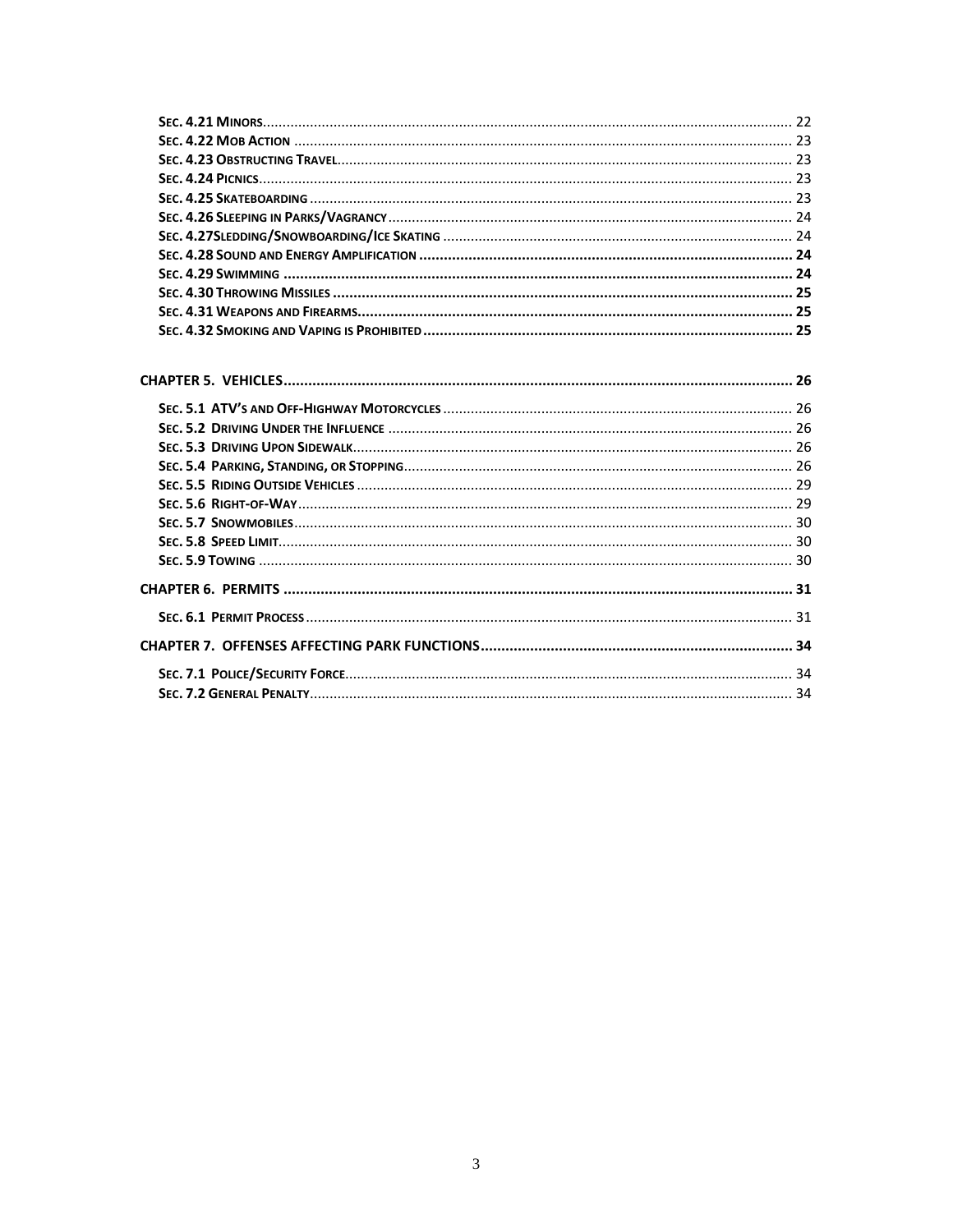Sec. 4.21 Minors ..... 22
Sec. 4.22 Mob Action ..... 23
Sec. 4.23 Obstructing Travel ..... 23
Sec. 4.24 Picnics ..... 23
Sec. 4.25 Skateboarding ..... 23
Sec. 4.26 Sleeping in Parks/Vagrancy ..... 24
Sec. 4.27Sledding/Snowboarding/Ice Skating ..... 24
**Sec. 4.28 Sound and Energy Amplification ..... 24**
**Sec. 4.29 Swimming ..... 24**
**Sec. 4.30 Throwing Missiles ..... 25**
**Sec. 4.31 Weapons and Firearms ..... 25**
**Sec. 4.32 Smoking and Vaping is Prohibited ..... 25**

**CHAPTER 5. VEHICLES ..... 26**

Sec. 5.1 ATV's and Off-Highway Motorcycles ..... 26
Sec. 5.2 Driving Under the Influence ..... 26
Sec. 5.3 Driving Upon Sidewalk ..... 26
Sec. 5.4 Parking, Standing, or Stopping ..... 26
Sec. 5.5 Riding Outside Vehicles ..... 29
Sec. 5.6 Right-of-Way ..... 29
Sec. 5.7 Snowmobiles ..... 30
Sec. 5.8 Speed Limit ..... 30
Sec. 5.9 Towing ..... 30

**CHAPTER 6. PERMITS ..... 31**

Sec. 6.1 Permit Process ..... 31

**CHAPTER 7. OFFENSES AFFECTING PARK FUNCTIONS ..... 34**

Sec. 7.1 Police/Security Force ..... 34
Sec. 7.2 General Penalty ..... 34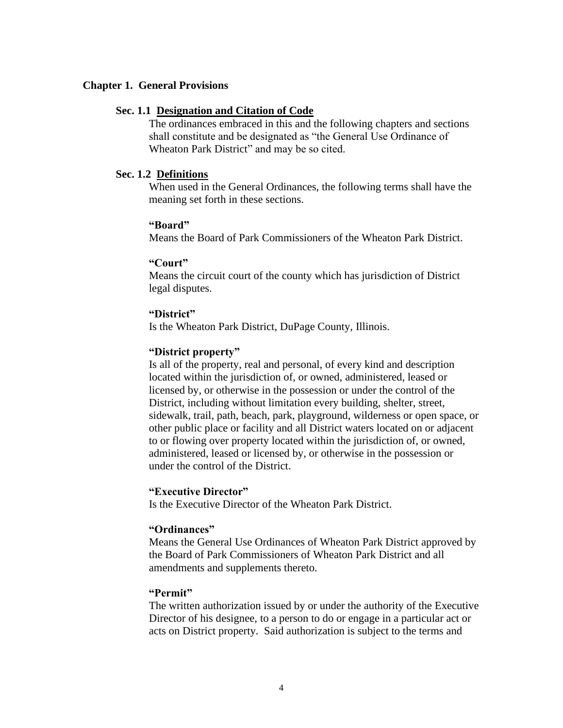## Chapter 1. General Provisions

### Sec. 1.1 <u>Designation and Citation of Code</u>

The ordinances embraced in this and the following chapters and sections shall constitute and be designated as "the General Use Ordinance of Wheaton Park District" and may be so cited.

### Sec. 1.2 <u>Definitions</u>

When used in the General Ordinances, the following terms shall have the meaning set forth in these sections.

**"Board"**
Means the Board of Park Commissioners of the Wheaton Park District.

**"Court"**
Means the circuit court of the county which has jurisdiction of District legal disputes.

**"District"**
Is the Wheaton Park District, DuPage County, Illinois.

**"District property"**
Is all of the property, real and personal, of every kind and description located within the jurisdiction of, or owned, administered, leased or licensed by, or otherwise in the possession or under the control of the District, including without limitation every building, shelter, street, sidewalk, trail, path, beach, park, playground, wilderness or open space, or other public place or facility and all District waters located on or adjacent to or flowing over property located within the jurisdiction of, or owned, administered, leased or licensed by, or otherwise in the possession or under the control of the District.

**"Executive Director"**
Is the Executive Director of the Wheaton Park District.

**"Ordinances"**
Means the General Use Ordinances of Wheaton Park District approved by the Board of Park Commissioners of Wheaton Park District and all amendments and supplements thereto.

**"Permit"**
The written authorization issued by or under the authority of the Executive Director of his designee, to a person to do or engage in a particular act or acts on District property. Said authorization is subject to the terms and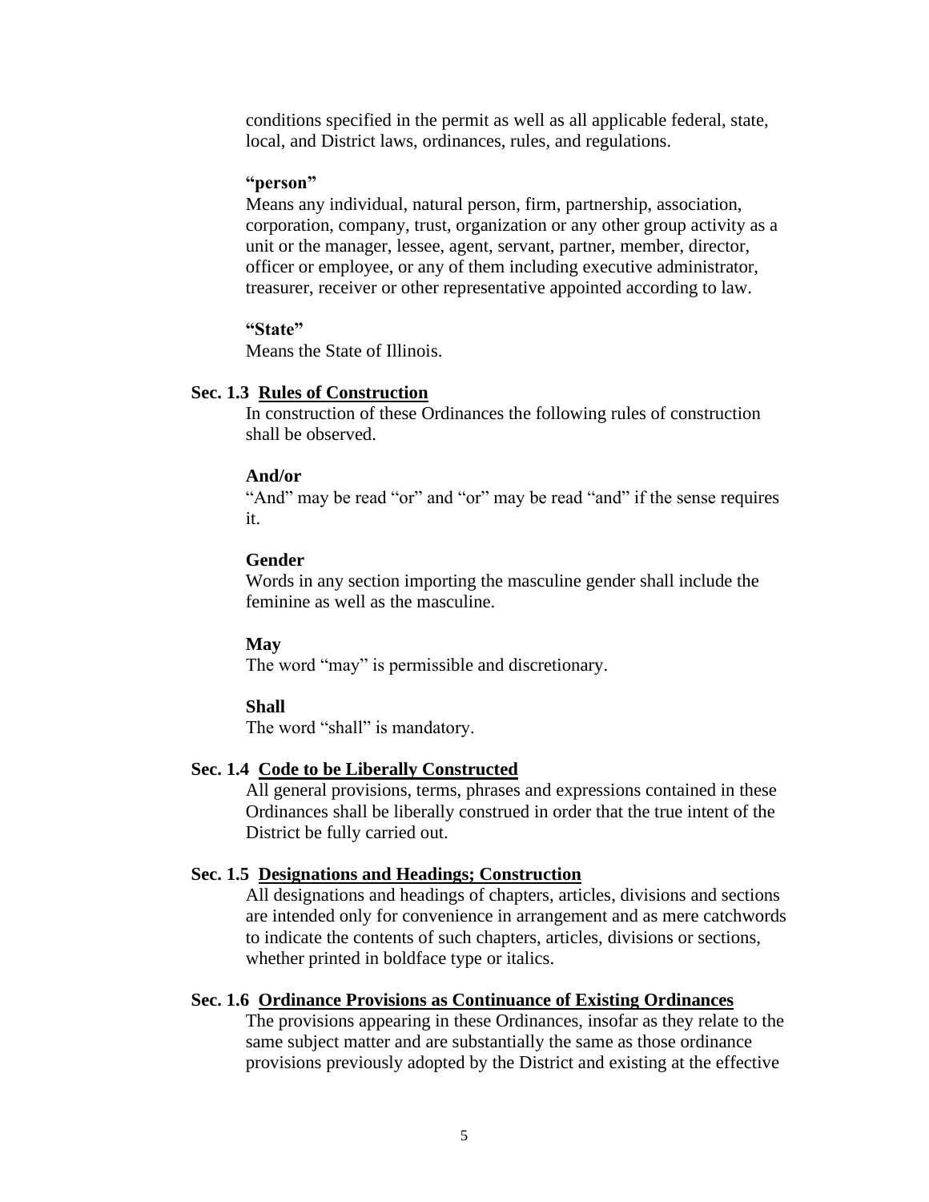conditions specified in the permit as well as all applicable federal, state, local, and District laws, ordinances, rules, and regulations.

**"person"**
Means any individual, natural person, firm, partnership, association, corporation, company, trust, organization or any other group activity as a unit or the manager, lessee, agent, servant, partner, member, director, officer or employee, or any of them including executive administrator, treasurer, receiver or other representative appointed according to law.

**"State"**
Means the State of Illinois.

### Sec. 1.3 Rules of Construction

In construction of these Ordinances the following rules of construction shall be observed.

**And/or**
"And" may be read "or" and "or" may be read "and" if the sense requires it.

**Gender**
Words in any section importing the masculine gender shall include the feminine as well as the masculine.

**May**
The word "may" is permissible and discretionary.

**Shall**
The word "shall" is mandatory.

### Sec. 1.4 Code to be Liberally Constructed

All general provisions, terms, phrases and expressions contained in these Ordinances shall be liberally construed in order that the true intent of the District be fully carried out.

### Sec. 1.5 Designations and Headings; Construction

All designations and headings of chapters, articles, divisions and sections are intended only for convenience in arrangement and as mere catchwords to indicate the contents of such chapters, articles, divisions or sections, whether printed in boldface type or italics.

### Sec. 1.6 Ordinance Provisions as Continuance of Existing Ordinances

The provisions appearing in these Ordinances, insofar as they relate to the same subject matter and are substantially the same as those ordinance provisions previously adopted by the District and existing at the effective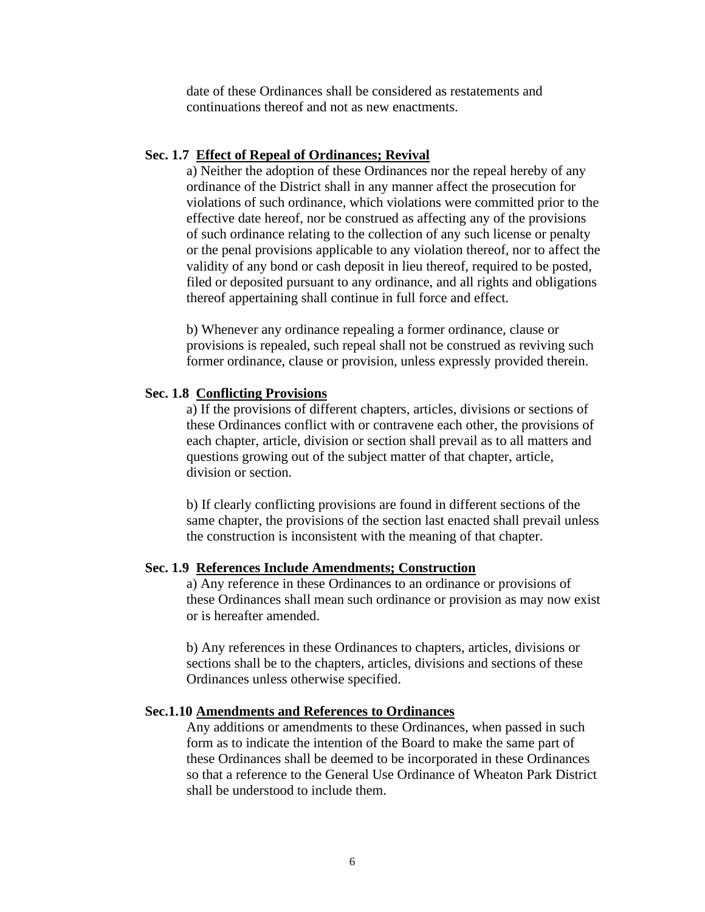date of these Ordinances shall be considered as restatements and continuations thereof and not as new enactments.

**Sec. 1.7 Effect of Repeal of Ordinances; Revival**

a) Neither the adoption of these Ordinances nor the repeal hereby of any ordinance of the District shall in any manner affect the prosecution for violations of such ordinance, which violations were committed prior to the effective date hereof, nor be construed as affecting any of the provisions of such ordinance relating to the collection of any such license or penalty or the penal provisions applicable to any violation thereof, nor to affect the validity of any bond or cash deposit in lieu thereof, required to be posted, filed or deposited pursuant to any ordinance, and all rights and obligations thereof appertaining shall continue in full force and effect.

b) Whenever any ordinance repealing a former ordinance, clause or provisions is repealed, such repeal shall not be construed as reviving such former ordinance, clause or provision, unless expressly provided therein.

**Sec. 1.8 Conflicting Provisions**

a) If the provisions of different chapters, articles, divisions or sections of these Ordinances conflict with or contravene each other, the provisions of each chapter, article, division or section shall prevail as to all matters and questions growing out of the subject matter of that chapter, article, division or section.

b) If clearly conflicting provisions are found in different sections of the same chapter, the provisions of the section last enacted shall prevail unless the construction is inconsistent with the meaning of that chapter.

**Sec. 1.9 References Include Amendments; Construction**

a) Any reference in these Ordinances to an ordinance or provisions of these Ordinances shall mean such ordinance or provision as may now exist or is hereafter amended.

b) Any references in these Ordinances to chapters, articles, divisions or sections shall be to the chapters, articles, divisions and sections of these Ordinances unless otherwise specified.

**Sec.1.10 Amendments and References to Ordinances**

Any additions or amendments to these Ordinances, when passed in such form as to indicate the intention of the Board to make the same part of these Ordinances shall be deemed to be incorporated in these Ordinances so that a reference to the General Use Ordinance of Wheaton Park District shall be understood to include them.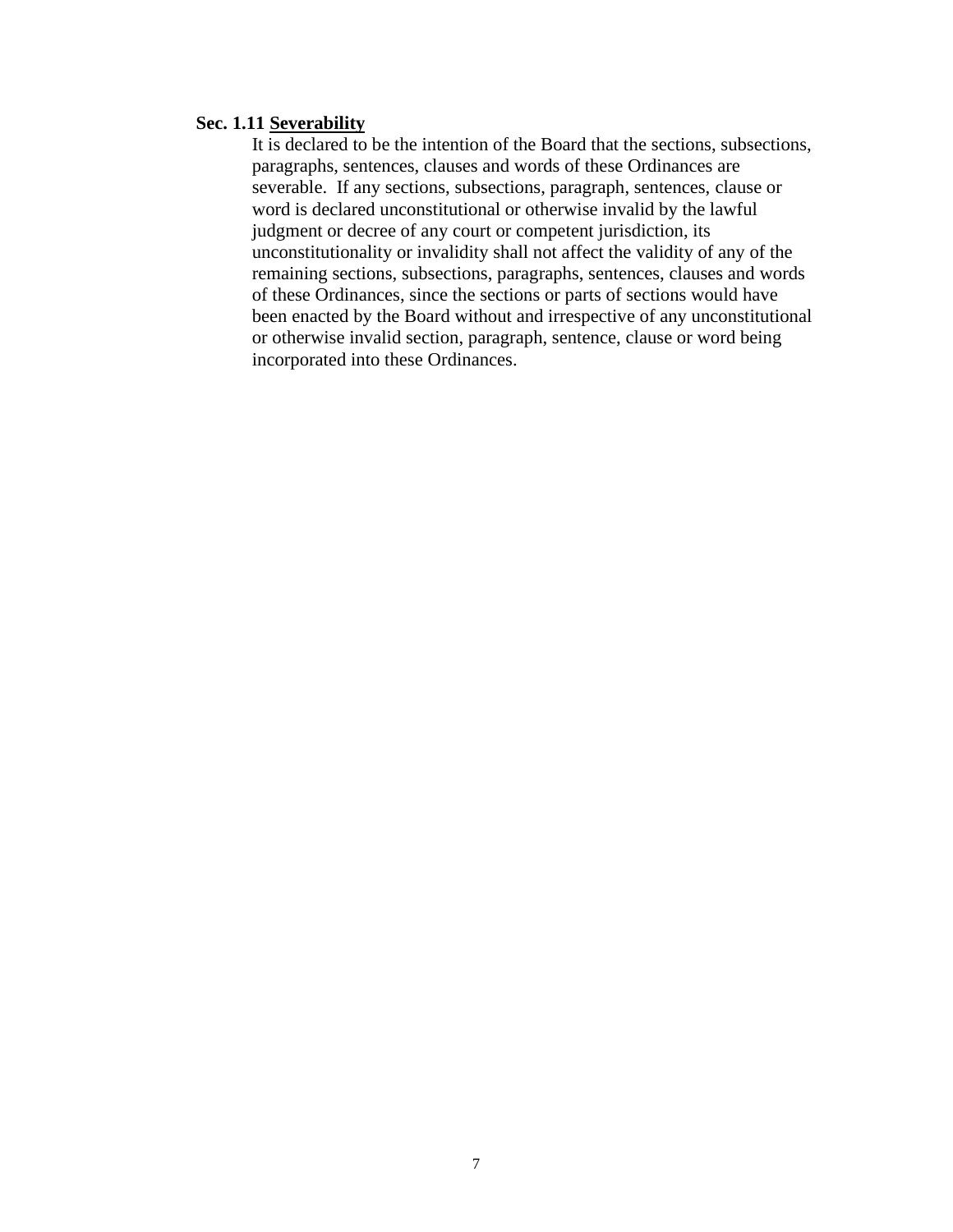**Sec. 1.11 Severability**

It is declared to be the intention of the Board that the sections, subsections, paragraphs, sentences, clauses and words of these Ordinances are severable. If any sections, subsections, paragraph, sentences, clause or word is declared unconstitutional or otherwise invalid by the lawful judgment or decree of any court or competent jurisdiction, its unconstitutionality or invalidity shall not affect the validity of any of the remaining sections, subsections, paragraphs, sentences, clauses and words of these Ordinances, since the sections or parts of sections would have been enacted by the Board without and irrespective of any unconstitutional or otherwise invalid section, paragraph, sentence, clause or word being incorporated into these Ordinances.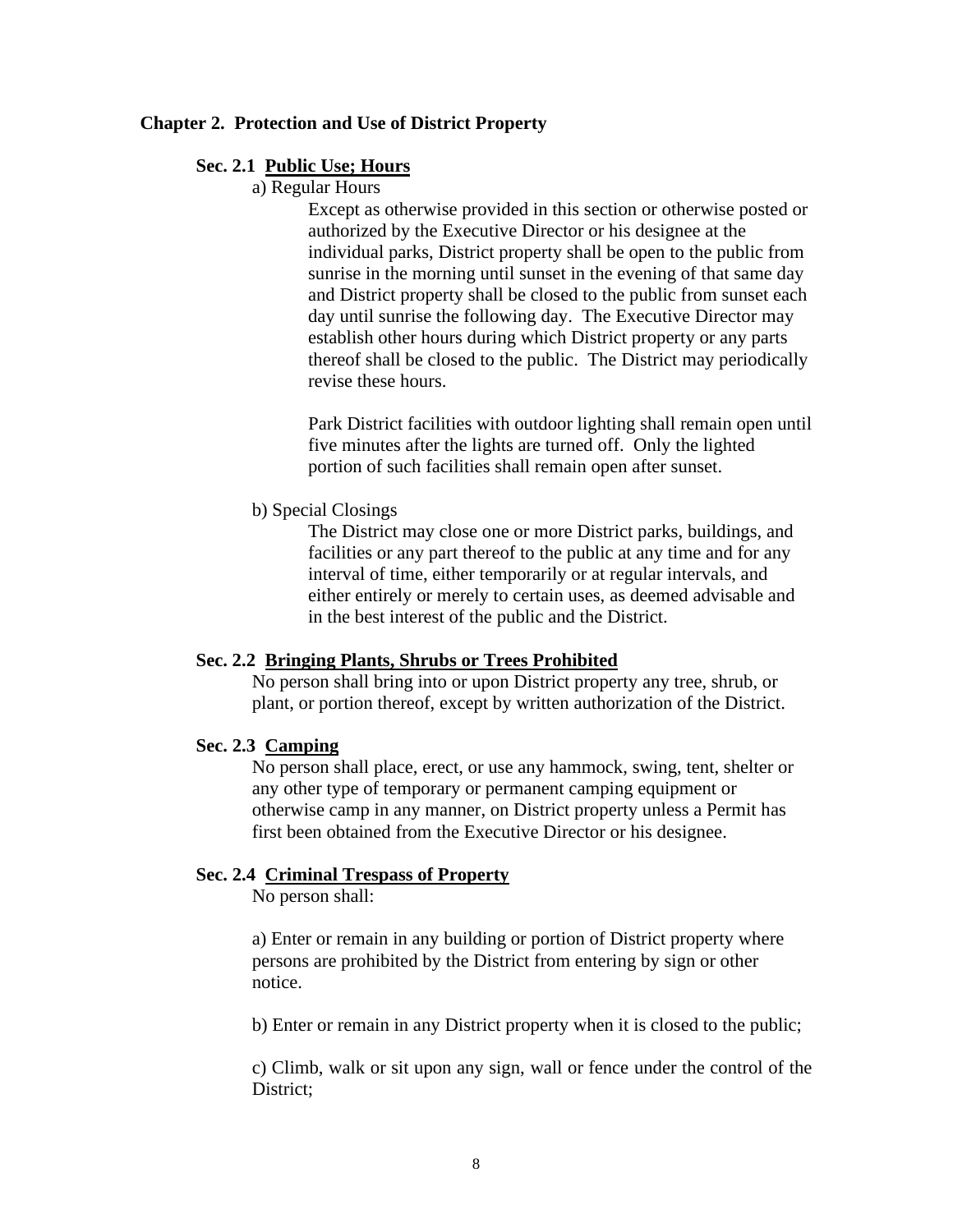## Chapter 2. Protection and Use of District Property

### Sec. 2.1 Public Use; Hours

a) Regular Hours

Except as otherwise provided in this section or otherwise posted or authorized by the Executive Director or his designee at the individual parks, District property shall be open to the public from sunrise in the morning until sunset in the evening of that same day and District property shall be closed to the public from sunset each day until sunrise the following day. The Executive Director may establish other hours during which District property or any parts thereof shall be closed to the public. The District may periodically revise these hours.

Park District facilities with outdoor lighting shall remain open until five minutes after the lights are turned off. Only the lighted portion of such facilities shall remain open after sunset.

b) Special Closings

The District may close one or more District parks, buildings, and facilities or any part thereof to the public at any time and for any interval of time, either temporarily or at regular intervals, and either entirely or merely to certain uses, as deemed advisable and in the best interest of the public and the District.

### Sec. 2.2 Bringing Plants, Shrubs or Trees Prohibited

No person shall bring into or upon District property any tree, shrub, or plant, or portion thereof, except by written authorization of the District.

### Sec. 2.3 Camping

No person shall place, erect, or use any hammock, swing, tent, shelter or any other type of temporary or permanent camping equipment or otherwise camp in any manner, on District property unless a Permit has first been obtained from the Executive Director or his designee.

### Sec. 2.4 Criminal Trespass of Property

No person shall:

a) Enter or remain in any building or portion of District property where persons are prohibited by the District from entering by sign or other notice.

b) Enter or remain in any District property when it is closed to the public;

c) Climb, walk or sit upon any sign, wall or fence under the control of the District;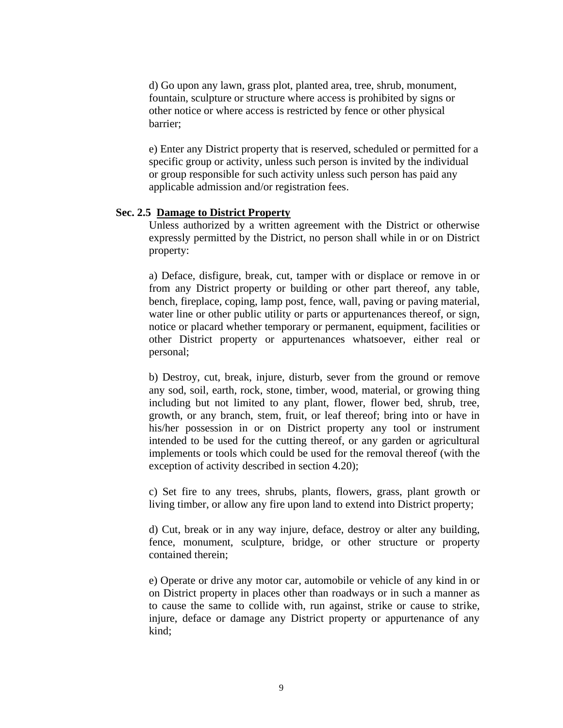d) Go upon any lawn, grass plot, planted area, tree, shrub, monument, fountain, sculpture or structure where access is prohibited by signs or other notice or where access is restricted by fence or other physical barrier;

e) Enter any District property that is reserved, scheduled or permitted for a specific group or activity, unless such person is invited by the individual or group responsible for such activity unless such person has paid any applicable admission and/or registration fees.

**Sec. 2.5 <u>Damage to District Property</u>**

Unless authorized by a written agreement with the District or otherwise expressly permitted by the District, no person shall while in or on District property:

a) Deface, disfigure, break, cut, tamper with or displace or remove in or from any District property or building or other part thereof, any table, bench, fireplace, coping, lamp post, fence, wall, paving or paving material, water line or other public utility or parts or appurtenances thereof, or sign, notice or placard whether temporary or permanent, equipment, facilities or other District property or appurtenances whatsoever, either real or personal;

b) Destroy, cut, break, injure, disturb, sever from the ground or remove any sod, soil, earth, rock, stone, timber, wood, material, or growing thing including but not limited to any plant, flower, flower bed, shrub, tree, growth, or any branch, stem, fruit, or leaf thereof; bring into or have in his/her possession in or on District property any tool or instrument intended to be used for the cutting thereof, or any garden or agricultural implements or tools which could be used for the removal thereof (with the exception of activity described in section 4.20);

c) Set fire to any trees, shrubs, plants, flowers, grass, plant growth or living timber, or allow any fire upon land to extend into District property;

d) Cut, break or in any way injure, deface, destroy or alter any building, fence, monument, sculpture, bridge, or other structure or property contained therein;

e) Operate or drive any motor car, automobile or vehicle of any kind in or on District property in places other than roadways or in such a manner as to cause the same to collide with, run against, strike or cause to strike, injure, deface or damage any District property or appurtenance of any kind;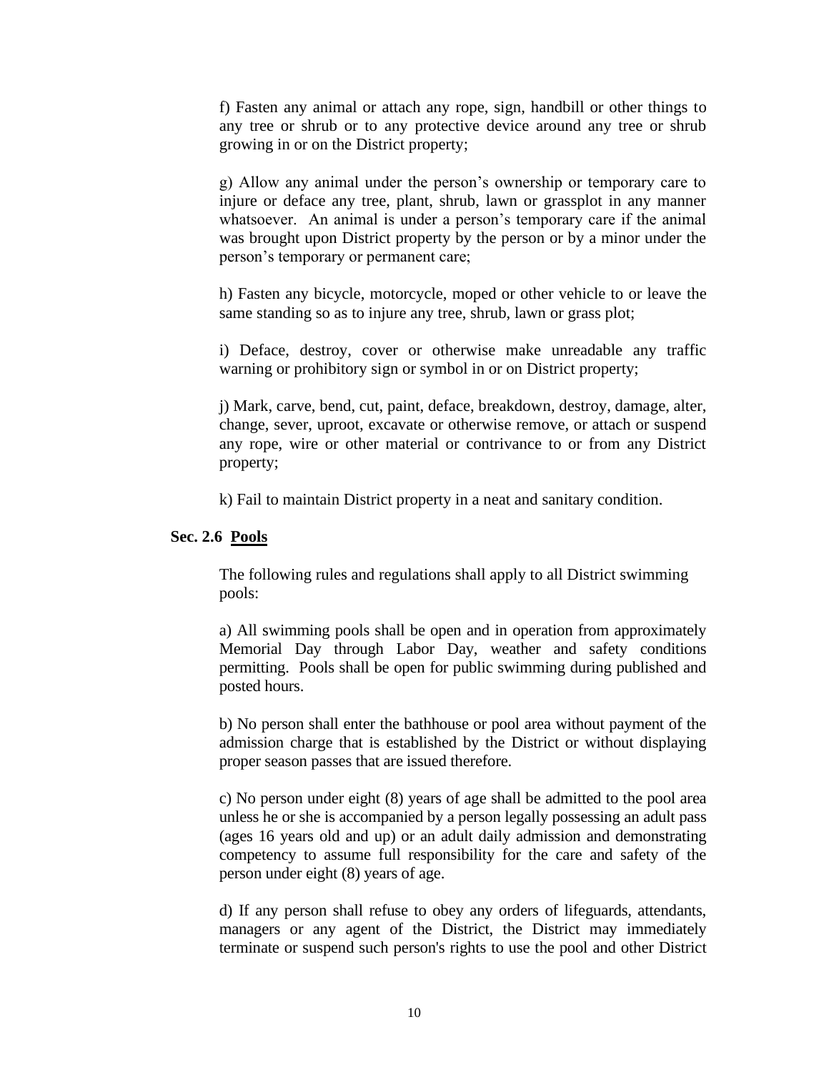f) Fasten any animal or attach any rope, sign, handbill or other things to any tree or shrub or to any protective device around any tree or shrub growing in or on the District property;

g) Allow any animal under the person's ownership or temporary care to injure or deface any tree, plant, shrub, lawn or grassplot in any manner whatsoever. An animal is under a person's temporary care if the animal was brought upon District property by the person or by a minor under the person's temporary or permanent care;

h) Fasten any bicycle, motorcycle, moped or other vehicle to or leave the same standing so as to injure any tree, shrub, lawn or grass plot;

i) Deface, destroy, cover or otherwise make unreadable any traffic warning or prohibitory sign or symbol in or on District property;

j) Mark, carve, bend, cut, paint, deface, breakdown, destroy, damage, alter, change, sever, uproot, excavate or otherwise remove, or attach or suspend any rope, wire or other material or contrivance to or from any District property;

k) Fail to maintain District property in a neat and sanitary condition.

### Sec. 2.6 <u>Pools</u>

The following rules and regulations shall apply to all District swimming pools:

a) All swimming pools shall be open and in operation from approximately Memorial Day through Labor Day, weather and safety conditions permitting. Pools shall be open for public swimming during published and posted hours.

b) No person shall enter the bathhouse or pool area without payment of the admission charge that is established by the District or without displaying proper season passes that are issued therefore.

c) No person under eight (8) years of age shall be admitted to the pool area unless he or she is accompanied by a person legally possessing an adult pass (ages 16 years old and up) or an adult daily admission and demonstrating competency to assume full responsibility for the care and safety of the person under eight (8) years of age.

d) If any person shall refuse to obey any orders of lifeguards, attendants, managers or any agent of the District, the District may immediately terminate or suspend such person's rights to use the pool and other District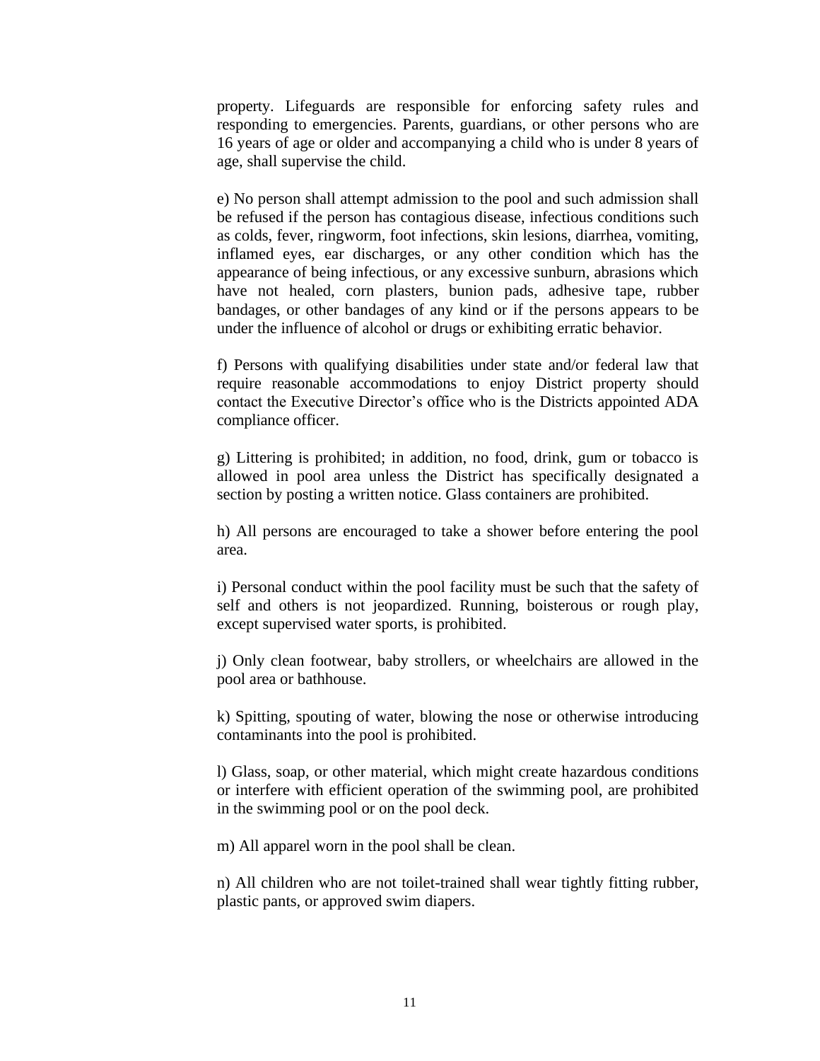property. Lifeguards are responsible for enforcing safety rules and responding to emergencies. Parents, guardians, or other persons who are 16 years of age or older and accompanying a child who is under 8 years of age, shall supervise the child.

e) No person shall attempt admission to the pool and such admission shall be refused if the person has contagious disease, infectious conditions such as colds, fever, ringworm, foot infections, skin lesions, diarrhea, vomiting, inflamed eyes, ear discharges, or any other condition which has the appearance of being infectious, or any excessive sunburn, abrasions which have not healed, corn plasters, bunion pads, adhesive tape, rubber bandages, or other bandages of any kind or if the persons appears to be under the influence of alcohol or drugs or exhibiting erratic behavior.

f) Persons with qualifying disabilities under state and/or federal law that require reasonable accommodations to enjoy District property should contact the Executive Director's office who is the Districts appointed ADA compliance officer.

g) Littering is prohibited; in addition, no food, drink, gum or tobacco is allowed in pool area unless the District has specifically designated a section by posting a written notice. Glass containers are prohibited.

h) All persons are encouraged to take a shower before entering the pool area.

i) Personal conduct within the pool facility must be such that the safety of self and others is not jeopardized. Running, boisterous or rough play, except supervised water sports, is prohibited.

j) Only clean footwear, baby strollers, or wheelchairs are allowed in the pool area or bathhouse.

k) Spitting, spouting of water, blowing the nose or otherwise introducing contaminants into the pool is prohibited.

l) Glass, soap, or other material, which might create hazardous conditions or interfere with efficient operation of the swimming pool, are prohibited in the swimming pool or on the pool deck.

m) All apparel worn in the pool shall be clean.

n) All children who are not toilet-trained shall wear tightly fitting rubber, plastic pants, or approved swim diapers.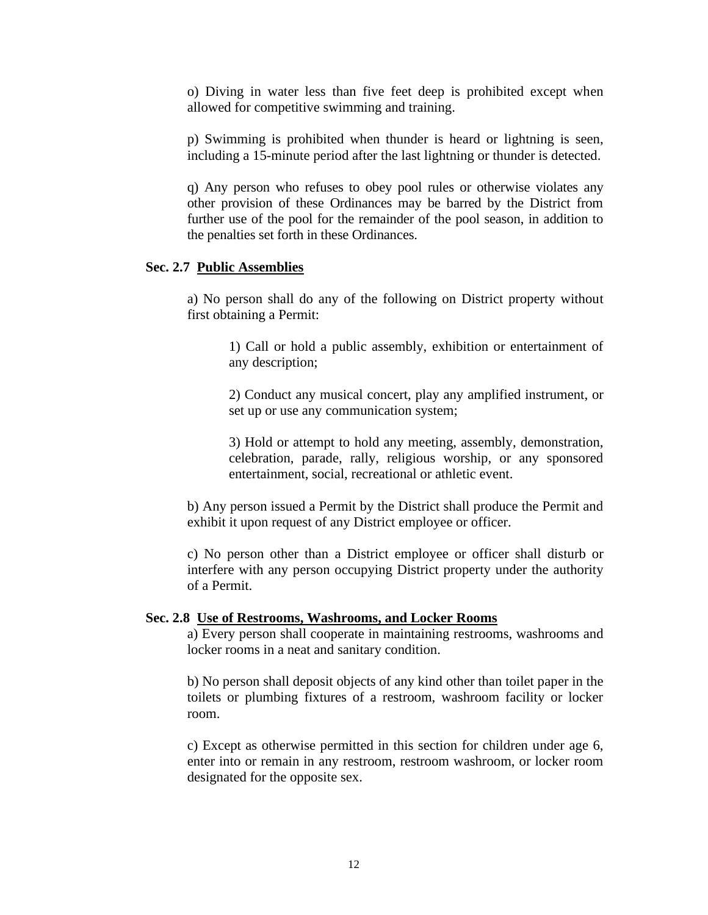o) Diving in water less than five feet deep is prohibited except when allowed for competitive swimming and training.

p) Swimming is prohibited when thunder is heard or lightning is seen, including a 15-minute period after the last lightning or thunder is detected.

q) Any person who refuses to obey pool rules or otherwise violates any other provision of these Ordinances may be barred by the District from further use of the pool for the remainder of the pool season, in addition to the penalties set forth in these Ordinances.

### Sec. 2.7 <u>Public Assemblies</u>

a) No person shall do any of the following on District property without first obtaining a Permit:

1) Call or hold a public assembly, exhibition or entertainment of any description;

2) Conduct any musical concert, play any amplified instrument, or set up or use any communication system;

3) Hold or attempt to hold any meeting, assembly, demonstration, celebration, parade, rally, religious worship, or any sponsored entertainment, social, recreational or athletic event.

b) Any person issued a Permit by the District shall produce the Permit and exhibit it upon request of any District employee or officer.

c) No person other than a District employee or officer shall disturb or interfere with any person occupying District property under the authority of a Permit.

### Sec. 2.8 <u>Use of Restrooms, Washrooms, and Locker Rooms</u>

a) Every person shall cooperate in maintaining restrooms, washrooms and locker rooms in a neat and sanitary condition.

b) No person shall deposit objects of any kind other than toilet paper in the toilets or plumbing fixtures of a restroom, washroom facility or locker room.

c) Except as otherwise permitted in this section for children under age 6, enter into or remain in any restroom, restroom washroom, or locker room designated for the opposite sex.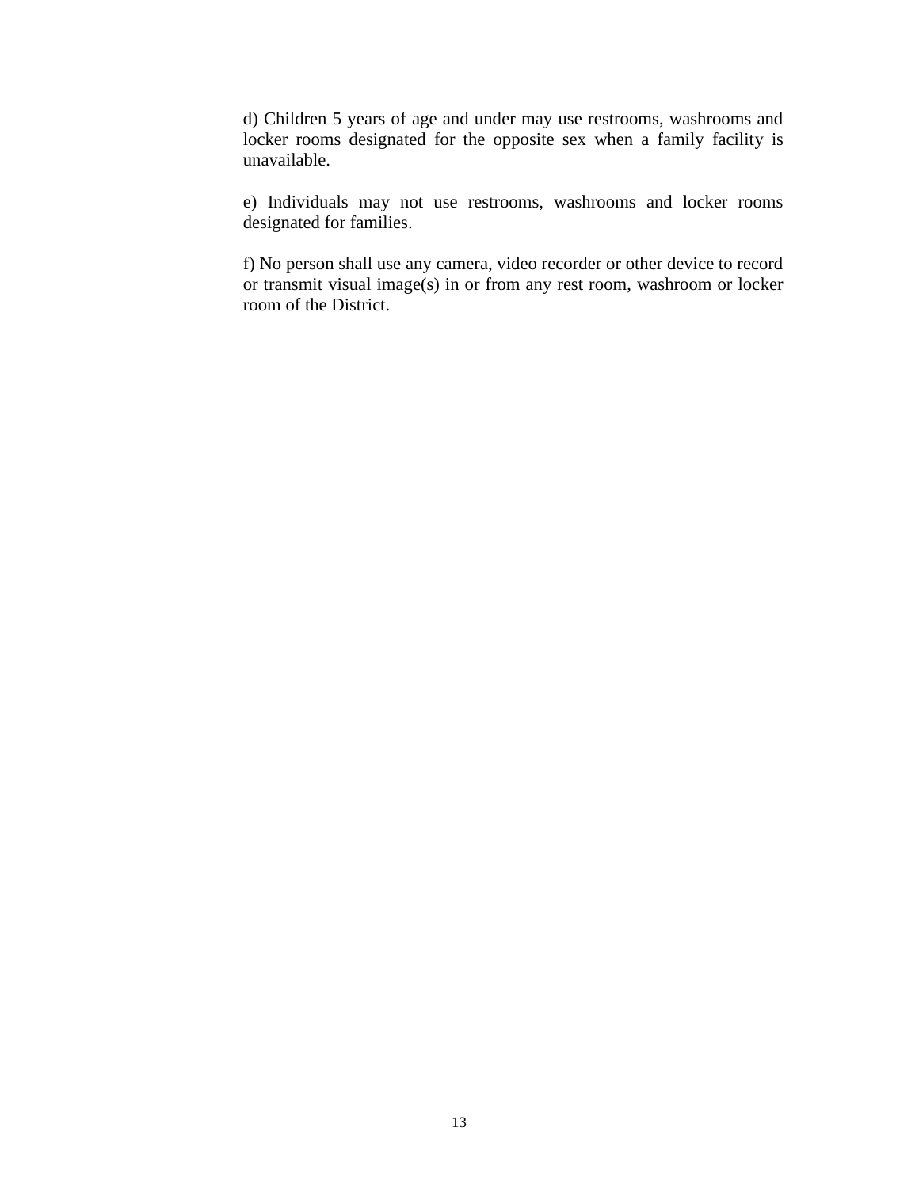d) Children 5 years of age and under may use restrooms, washrooms and locker rooms designated for the opposite sex when a family facility is unavailable.

e) Individuals may not use restrooms, washrooms and locker rooms designated for families.

f) No person shall use any camera, video recorder or other device to record or transmit visual image(s) in or from any rest room, washroom or locker room of the District.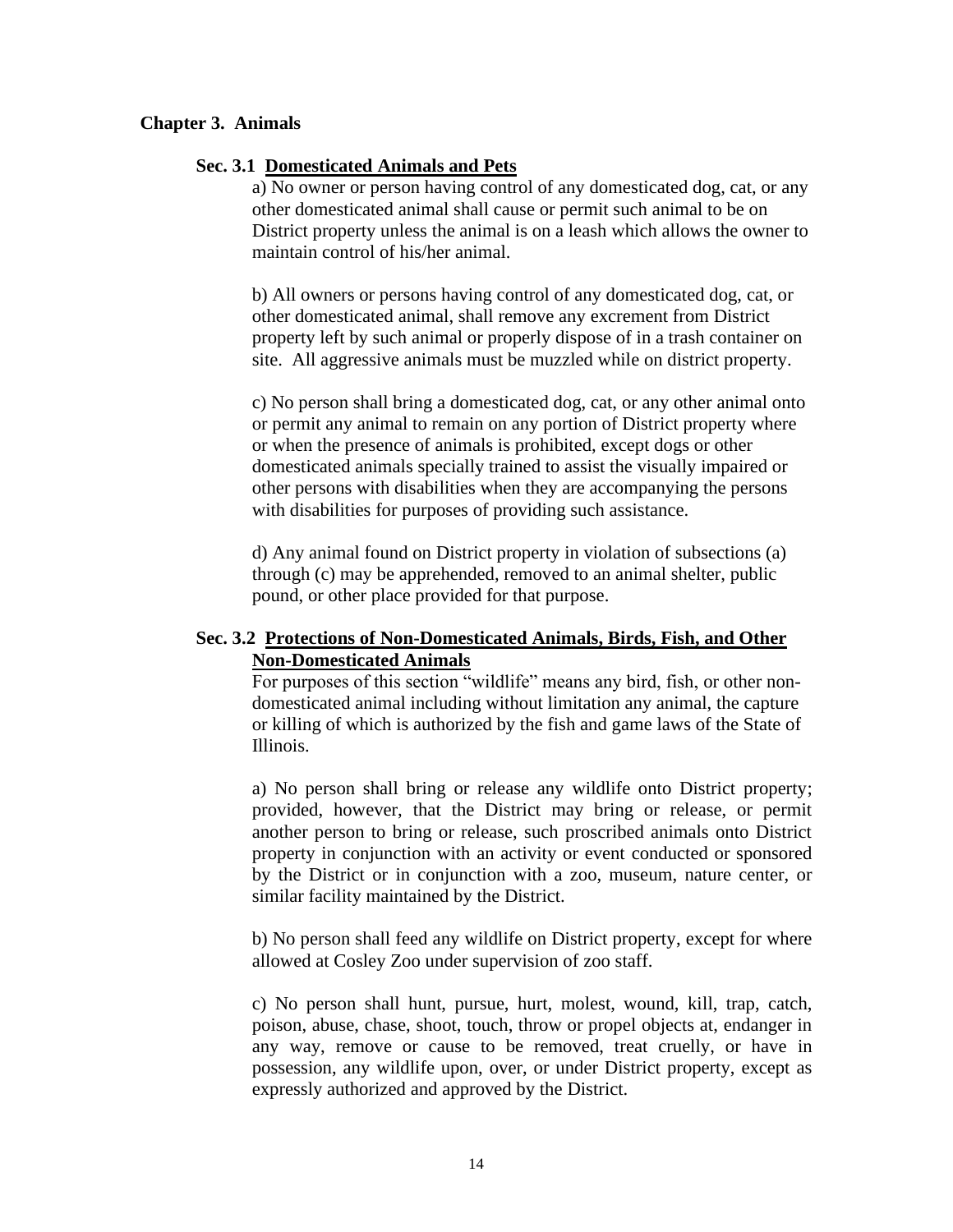## Chapter 3. Animals

### Sec. 3.1 Domesticated Animals and Pets

a) No owner or person having control of any domesticated dog, cat, or any other domesticated animal shall cause or permit such animal to be on District property unless the animal is on a leash which allows the owner to maintain control of his/her animal.

b) All owners or persons having control of any domesticated dog, cat, or other domesticated animal, shall remove any excrement from District property left by such animal or properly dispose of in a trash container on site. All aggressive animals must be muzzled while on district property.

c) No person shall bring a domesticated dog, cat, or any other animal onto or permit any animal to remain on any portion of District property where or when the presence of animals is prohibited, except dogs or other domesticated animals specially trained to assist the visually impaired or other persons with disabilities when they are accompanying the persons with disabilities for purposes of providing such assistance.

d) Any animal found on District property in violation of subsections (a) through (c) may be apprehended, removed to an animal shelter, public pound, or other place provided for that purpose.

### Sec. 3.2 Protections of Non-Domesticated Animals, Birds, Fish, and Other Non-Domesticated Animals

For purposes of this section "wildlife" means any bird, fish, or other non-domesticated animal including without limitation any animal, the capture or killing of which is authorized by the fish and game laws of the State of Illinois.

a) No person shall bring or release any wildlife onto District property; provided, however, that the District may bring or release, or permit another person to bring or release, such proscribed animals onto District property in conjunction with an activity or event conducted or sponsored by the District or in conjunction with a zoo, museum, nature center, or similar facility maintained by the District.

b) No person shall feed any wildlife on District property, except for where allowed at Cosley Zoo under supervision of zoo staff.

c) No person shall hunt, pursue, hurt, molest, wound, kill, trap, catch, poison, abuse, chase, shoot, touch, throw or propel objects at, endanger in any way, remove or cause to be removed, treat cruelly, or have in possession, any wildlife upon, over, or under District property, except as expressly authorized and approved by the District.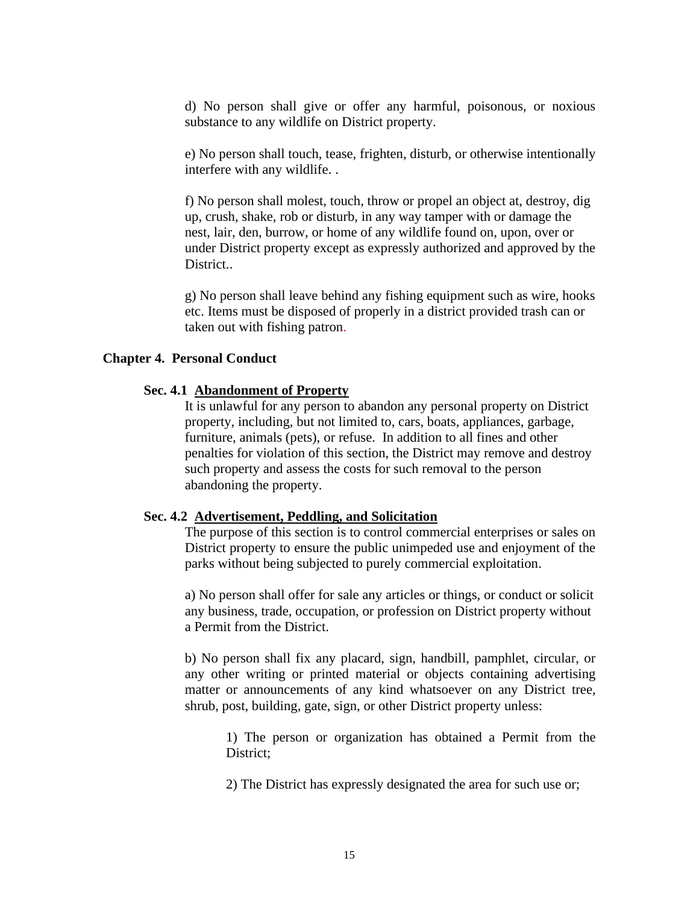d) No person shall give or offer any harmful, poisonous, or noxious substance to any wildlife on District property.

e) No person shall touch, tease, frighten, disturb, or otherwise intentionally interfere with any wildlife. .

f) No person shall molest, touch, throw or propel an object at, destroy, dig up, crush, shake, rob or disturb, in any way tamper with or damage the nest, lair, den, burrow, or home of any wildlife found on, upon, over or under District property except as expressly authorized and approved by the District..

g) No person shall leave behind any fishing equipment such as wire, hooks etc. Items must be disposed of properly in a district provided trash can or taken out with fishing patron.

## Chapter 4. Personal Conduct

### Sec. 4.1 Abandonment of Property

It is unlawful for any person to abandon any personal property on District property, including, but not limited to, cars, boats, appliances, garbage, furniture, animals (pets), or refuse. In addition to all fines and other penalties for violation of this section, the District may remove and destroy such property and assess the costs for such removal to the person abandoning the property.

### Sec. 4.2 Advertisement, Peddling, and Solicitation

The purpose of this section is to control commercial enterprises or sales on District property to ensure the public unimpeded use and enjoyment of the parks without being subjected to purely commercial exploitation.

a) No person shall offer for sale any articles or things, or conduct or solicit any business, trade, occupation, or profession on District property without a Permit from the District.

b) No person shall fix any placard, sign, handbill, pamphlet, circular, or any other writing or printed material or objects containing advertising matter or announcements of any kind whatsoever on any District tree, shrub, post, building, gate, sign, or other District property unless:

1) The person or organization has obtained a Permit from the District;

2) The District has expressly designated the area for such use or;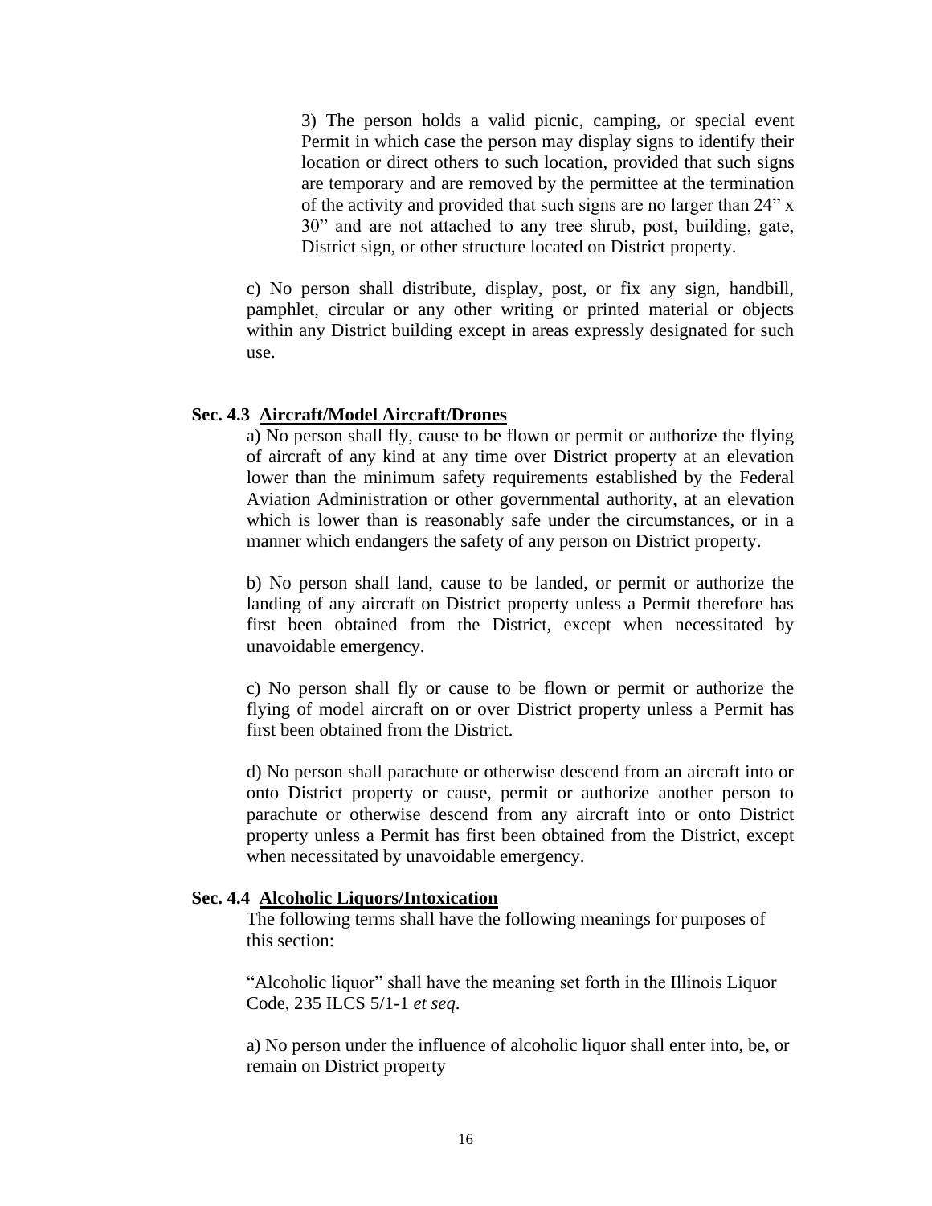3) The person holds a valid picnic, camping, or special event Permit in which case the person may display signs to identify their location or direct others to such location, provided that such signs are temporary and are removed by the permittee at the termination of the activity and provided that such signs are no larger than 24" x 30" and are not attached to any tree shrub, post, building, gate, District sign, or other structure located on District property.

c) No person shall distribute, display, post, or fix any sign, handbill, pamphlet, circular or any other writing or printed material or objects within any District building except in areas expressly designated for such use.

**Sec. 4.3 Aircraft/Model Aircraft/Drones**

a) No person shall fly, cause to be flown or permit or authorize the flying of aircraft of any kind at any time over District property at an elevation lower than the minimum safety requirements established by the Federal Aviation Administration or other governmental authority, at an elevation which is lower than is reasonably safe under the circumstances, or in a manner which endangers the safety of any person on District property.

b) No person shall land, cause to be landed, or permit or authorize the landing of any aircraft on District property unless a Permit therefore has first been obtained from the District, except when necessitated by unavoidable emergency.

c) No person shall fly or cause to be flown or permit or authorize the flying of model aircraft on or over District property unless a Permit has first been obtained from the District.

d) No person shall parachute or otherwise descend from an aircraft into or onto District property or cause, permit or authorize another person to parachute or otherwise descend from any aircraft into or onto District property unless a Permit has first been obtained from the District, except when necessitated by unavoidable emergency.

**Sec. 4.4 Alcoholic Liquors/Intoxication**

The following terms shall have the following meanings for purposes of this section:

"Alcoholic liquor" shall have the meaning set forth in the Illinois Liquor Code, 235 ILCS 5/1-1 *et seq*.

a) No person under the influence of alcoholic liquor shall enter into, be, or remain on District property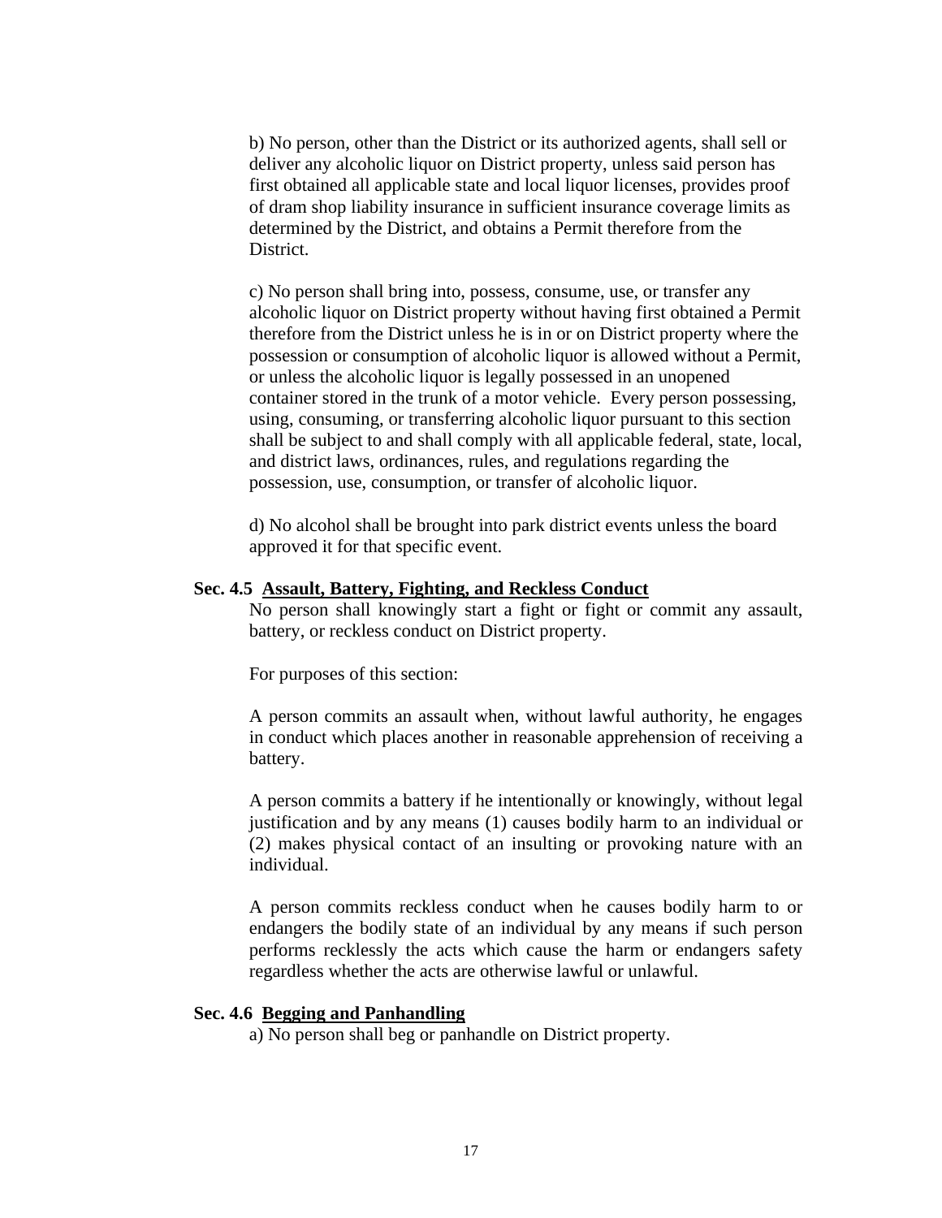b) No person, other than the District or its authorized agents, shall sell or deliver any alcoholic liquor on District property, unless said person has first obtained all applicable state and local liquor licenses, provides proof of dram shop liability insurance in sufficient insurance coverage limits as determined by the District, and obtains a Permit therefore from the District.

c) No person shall bring into, possess, consume, use, or transfer any alcoholic liquor on District property without having first obtained a Permit therefore from the District unless he is in or on District property where the possession or consumption of alcoholic liquor is allowed without a Permit, or unless the alcoholic liquor is legally possessed in an unopened container stored in the trunk of a motor vehicle. Every person possessing, using, consuming, or transferring alcoholic liquor pursuant to this section shall be subject to and shall comply with all applicable federal, state, local, and district laws, ordinances, rules, and regulations regarding the possession, use, consumption, or transfer of alcoholic liquor.

d) No alcohol shall be brought into park district events unless the board approved it for that specific event.

**Sec. 4.5 <u>Assault, Battery, Fighting, and Reckless Conduct</u>**

No person shall knowingly start a fight or fight or commit any assault, battery, or reckless conduct on District property.

For purposes of this section:

A person commits an assault when, without lawful authority, he engages in conduct which places another in reasonable apprehension of receiving a battery.

A person commits a battery if he intentionally or knowingly, without legal justification and by any means (1) causes bodily harm to an individual or (2) makes physical contact of an insulting or provoking nature with an individual.

A person commits reckless conduct when he causes bodily harm to or endangers the bodily state of an individual by any means if such person performs recklessly the acts which cause the harm or endangers safety regardless whether the acts are otherwise lawful or unlawful.

**Sec. 4.6 <u>Begging and Panhandling</u>**

a) No person shall beg or panhandle on District property.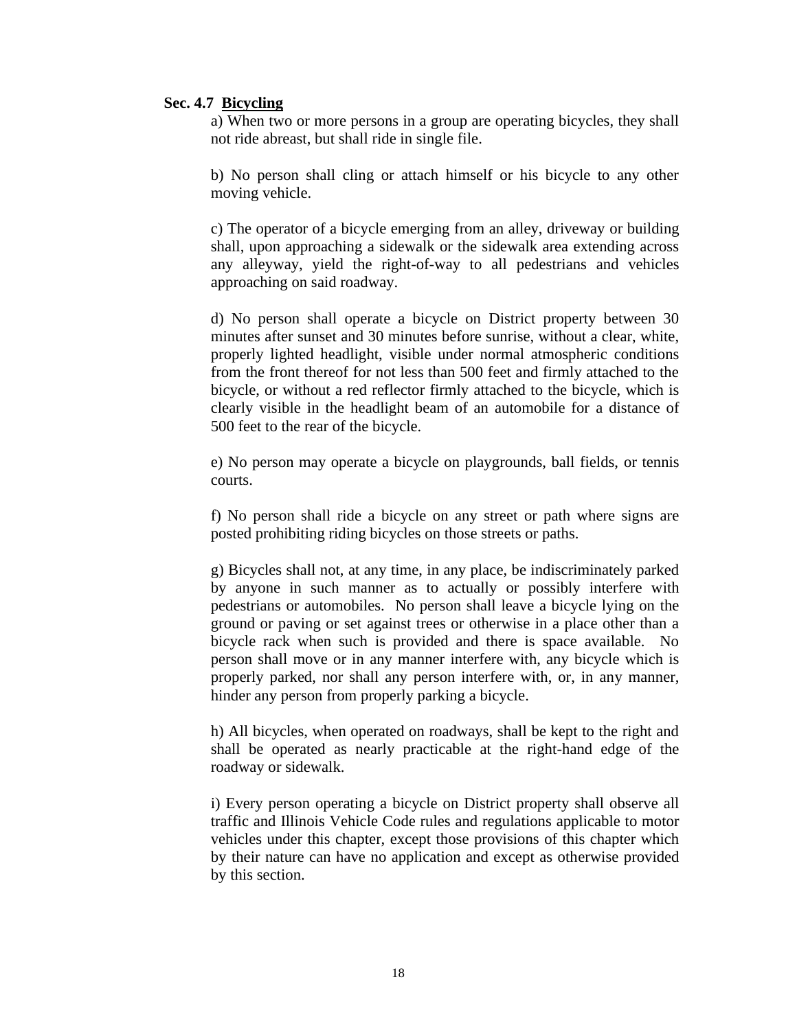**Sec. 4.7 Bicycling**

a) When two or more persons in a group are operating bicycles, they shall not ride abreast, but shall ride in single file.

b) No person shall cling or attach himself or his bicycle to any other moving vehicle.

c) The operator of a bicycle emerging from an alley, driveway or building shall, upon approaching a sidewalk or the sidewalk area extending across any alleyway, yield the right-of-way to all pedestrians and vehicles approaching on said roadway.

d) No person shall operate a bicycle on District property between 30 minutes after sunset and 30 minutes before sunrise, without a clear, white, properly lighted headlight, visible under normal atmospheric conditions from the front thereof for not less than 500 feet and firmly attached to the bicycle, or without a red reflector firmly attached to the bicycle, which is clearly visible in the headlight beam of an automobile for a distance of 500 feet to the rear of the bicycle.

e) No person may operate a bicycle on playgrounds, ball fields, or tennis courts.

f) No person shall ride a bicycle on any street or path where signs are posted prohibiting riding bicycles on those streets or paths.

g) Bicycles shall not, at any time, in any place, be indiscriminately parked by anyone in such manner as to actually or possibly interfere with pedestrians or automobiles. No person shall leave a bicycle lying on the ground or paving or set against trees or otherwise in a place other than a bicycle rack when such is provided and there is space available. No person shall move or in any manner interfere with, any bicycle which is properly parked, nor shall any person interfere with, or, in any manner, hinder any person from properly parking a bicycle.

h) All bicycles, when operated on roadways, shall be kept to the right and shall be operated as nearly practicable at the right-hand edge of the roadway or sidewalk.

i) Every person operating a bicycle on District property shall observe all traffic and Illinois Vehicle Code rules and regulations applicable to motor vehicles under this chapter, except those provisions of this chapter which by their nature can have no application and except as otherwise provided by this section.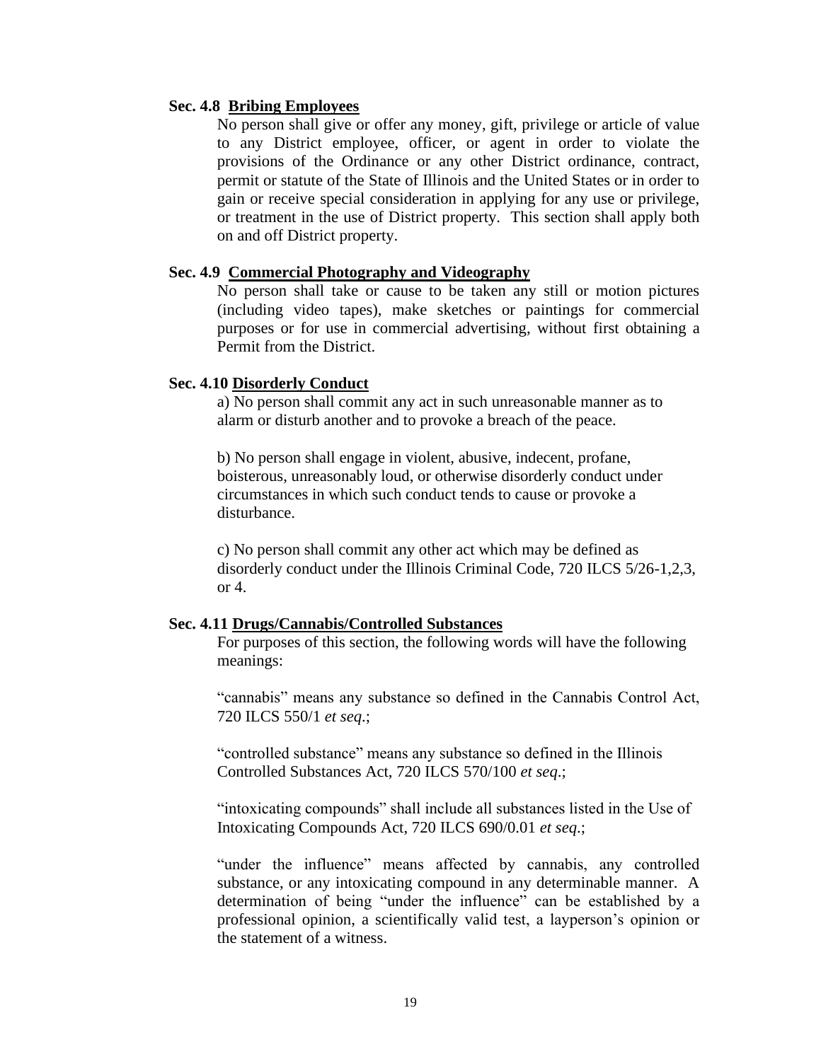**Sec. 4.8 Bribing Employees**

No person shall give or offer any money, gift, privilege or article of value to any District employee, officer, or agent in order to violate the provisions of the Ordinance or any other District ordinance, contract, permit or statute of the State of Illinois and the United States or in order to gain or receive special consideration in applying for any use or privilege, or treatment in the use of District property. This section shall apply both on and off District property.

**Sec. 4.9 Commercial Photography and Videography**

No person shall take or cause to be taken any still or motion pictures (including video tapes), make sketches or paintings for commercial purposes or for use in commercial advertising, without first obtaining a Permit from the District.

**Sec. 4.10 Disorderly Conduct**

a) No person shall commit any act in such unreasonable manner as to alarm or disturb another and to provoke a breach of the peace.

b) No person shall engage in violent, abusive, indecent, profane, boisterous, unreasonably loud, or otherwise disorderly conduct under circumstances in which such conduct tends to cause or provoke a disturbance.

c) No person shall commit any other act which may be defined as disorderly conduct under the Illinois Criminal Code, 720 ILCS 5/26-1,2,3, or 4.

**Sec. 4.11 Drugs/Cannabis/Controlled Substances**

For purposes of this section, the following words will have the following meanings:

"cannabis" means any substance so defined in the Cannabis Control Act, 720 ILCS 550/1 *et seq*.;

"controlled substance" means any substance so defined in the Illinois Controlled Substances Act, 720 ILCS 570/100 *et seq*.;

"intoxicating compounds" shall include all substances listed in the Use of Intoxicating Compounds Act, 720 ILCS 690/0.01 *et seq*.;

"under the influence" means affected by cannabis, any controlled substance, or any intoxicating compound in any determinable manner. A determination of being "under the influence" can be established by a professional opinion, a scientifically valid test, a layperson's opinion or the statement of a witness.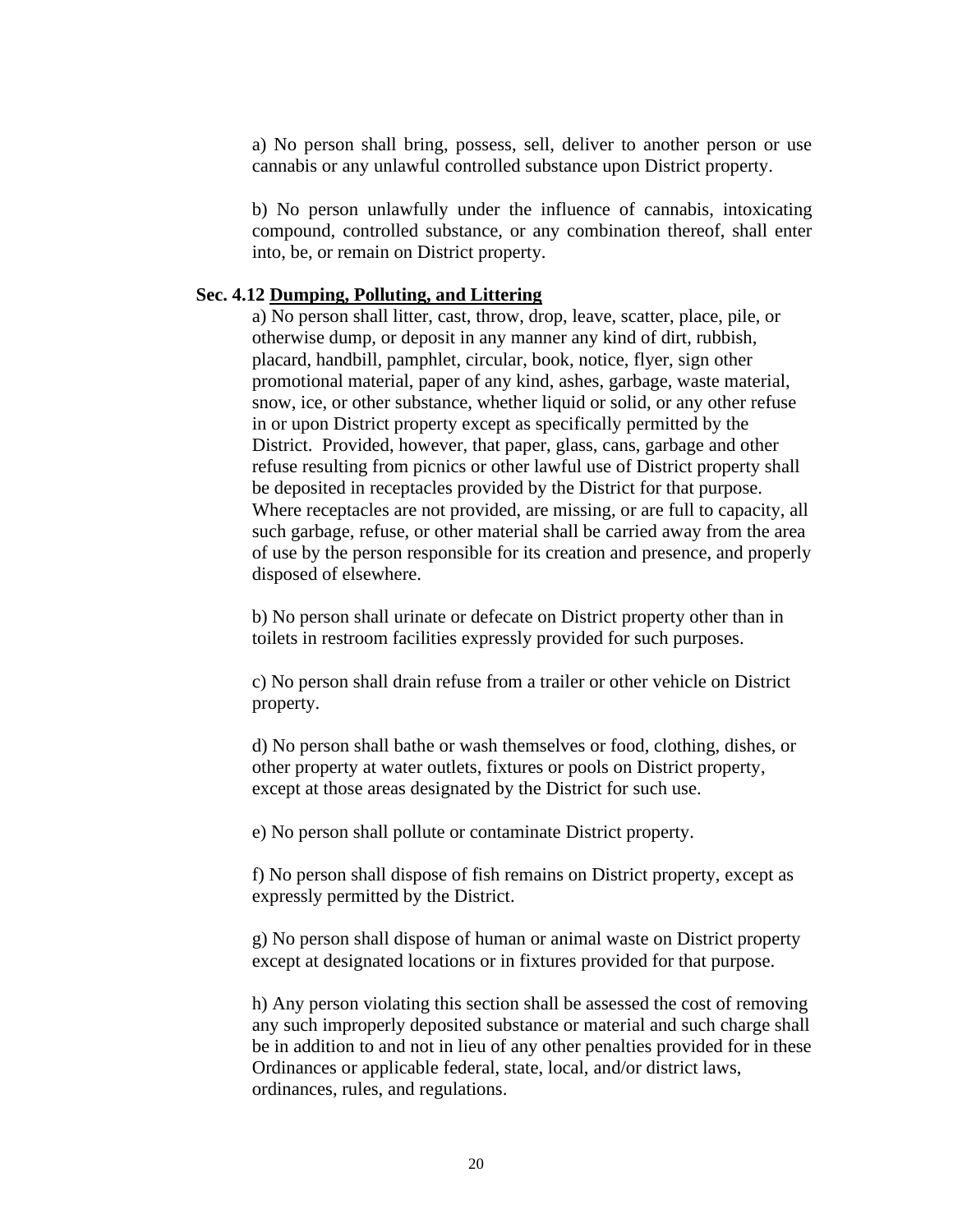a) No person shall bring, possess, sell, deliver to another person or use cannabis or any unlawful controlled substance upon District property.

b) No person unlawfully under the influence of cannabis, intoxicating compound, controlled substance, or any combination thereof, shall enter into, be, or remain on District property.

**Sec. 4.12 Dumping, Polluting, and Littering**

a) No person shall litter, cast, throw, drop, leave, scatter, place, pile, or otherwise dump, or deposit in any manner any kind of dirt, rubbish, placard, handbill, pamphlet, circular, book, notice, flyer, sign other promotional material, paper of any kind, ashes, garbage, waste material, snow, ice, or other substance, whether liquid or solid, or any other refuse in or upon District property except as specifically permitted by the District. Provided, however, that paper, glass, cans, garbage and other refuse resulting from picnics or other lawful use of District property shall be deposited in receptacles provided by the District for that purpose. Where receptacles are not provided, are missing, or are full to capacity, all such garbage, refuse, or other material shall be carried away from the area of use by the person responsible for its creation and presence, and properly disposed of elsewhere.

b) No person shall urinate or defecate on District property other than in toilets in restroom facilities expressly provided for such purposes.

c) No person shall drain refuse from a trailer or other vehicle on District property.

d) No person shall bathe or wash themselves or food, clothing, dishes, or other property at water outlets, fixtures or pools on District property, except at those areas designated by the District for such use.

e) No person shall pollute or contaminate District property.

f) No person shall dispose of fish remains on District property, except as expressly permitted by the District.

g) No person shall dispose of human or animal waste on District property except at designated locations or in fixtures provided for that purpose.

h) Any person violating this section shall be assessed the cost of removing any such improperly deposited substance or material and such charge shall be in addition to and not in lieu of any other penalties provided for in these Ordinances or applicable federal, state, local, and/or district laws, ordinances, rules, and regulations.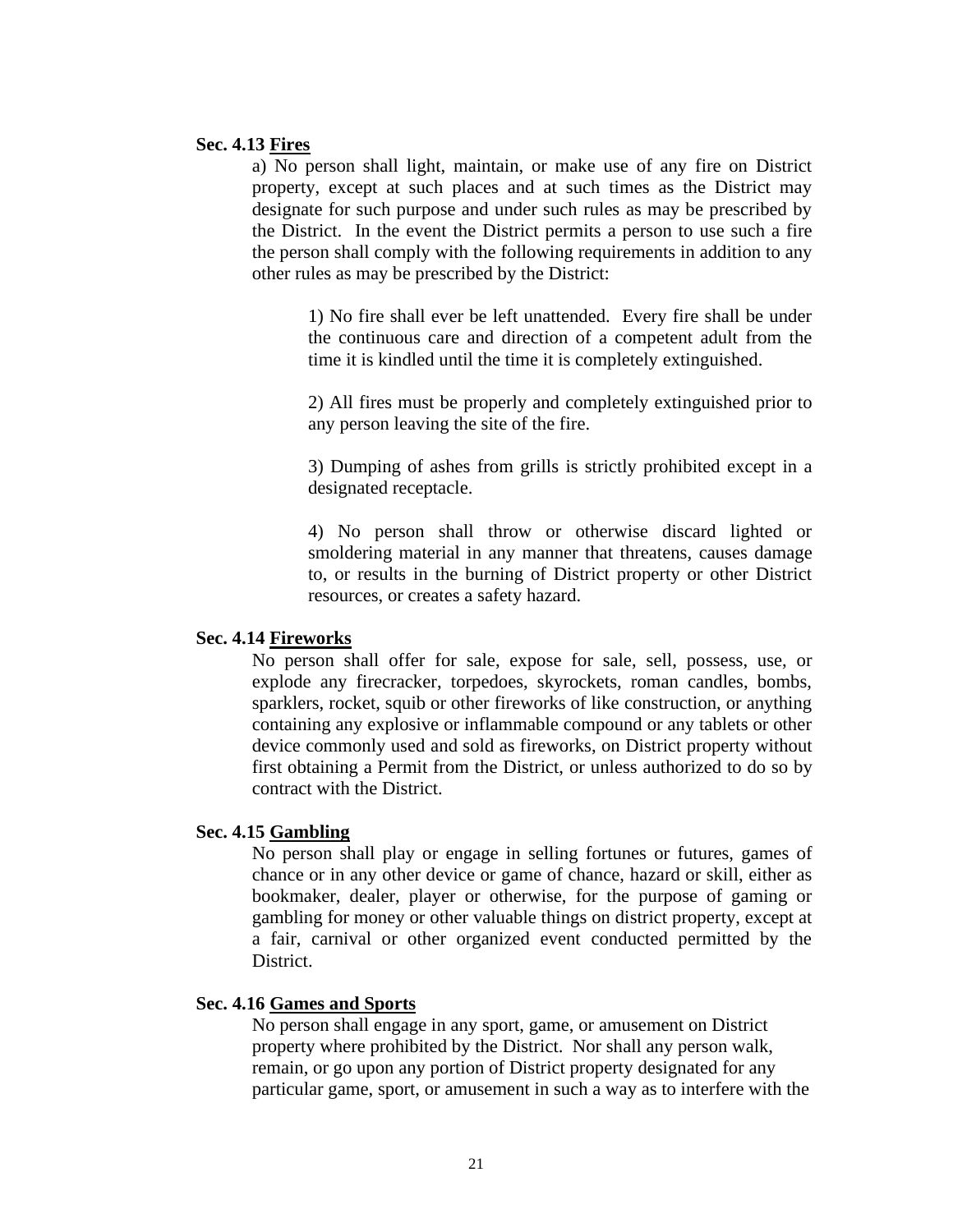**Sec. 4.13 Fires**

a) No person shall light, maintain, or make use of any fire on District property, except at such places and at such times as the District may designate for such purpose and under such rules as may be prescribed by the District. In the event the District permits a person to use such a fire the person shall comply with the following requirements in addition to any other rules as may be prescribed by the District:

1) No fire shall ever be left unattended. Every fire shall be under the continuous care and direction of a competent adult from the time it is kindled until the time it is completely extinguished.

2) All fires must be properly and completely extinguished prior to any person leaving the site of the fire.

3) Dumping of ashes from grills is strictly prohibited except in a designated receptacle.

4) No person shall throw or otherwise discard lighted or smoldering material in any manner that threatens, causes damage to, or results in the burning of District property or other District resources, or creates a safety hazard.

**Sec. 4.14 Fireworks**

No person shall offer for sale, expose for sale, sell, possess, use, or explode any firecracker, torpedoes, skyrockets, roman candles, bombs, sparklers, rocket, squib or other fireworks of like construction, or anything containing any explosive or inflammable compound or any tablets or other device commonly used and sold as fireworks, on District property without first obtaining a Permit from the District, or unless authorized to do so by contract with the District.

**Sec. 4.15 Gambling**

No person shall play or engage in selling fortunes or futures, games of chance or in any other device or game of chance, hazard or skill, either as bookmaker, dealer, player or otherwise, for the purpose of gaming or gambling for money or other valuable things on district property, except at a fair, carnival or other organized event conducted permitted by the District.

**Sec. 4.16 Games and Sports**

No person shall engage in any sport, game, or amusement on District property where prohibited by the District. Nor shall any person walk, remain, or go upon any portion of District property designated for any particular game, sport, or amusement in such a way as to interfere with the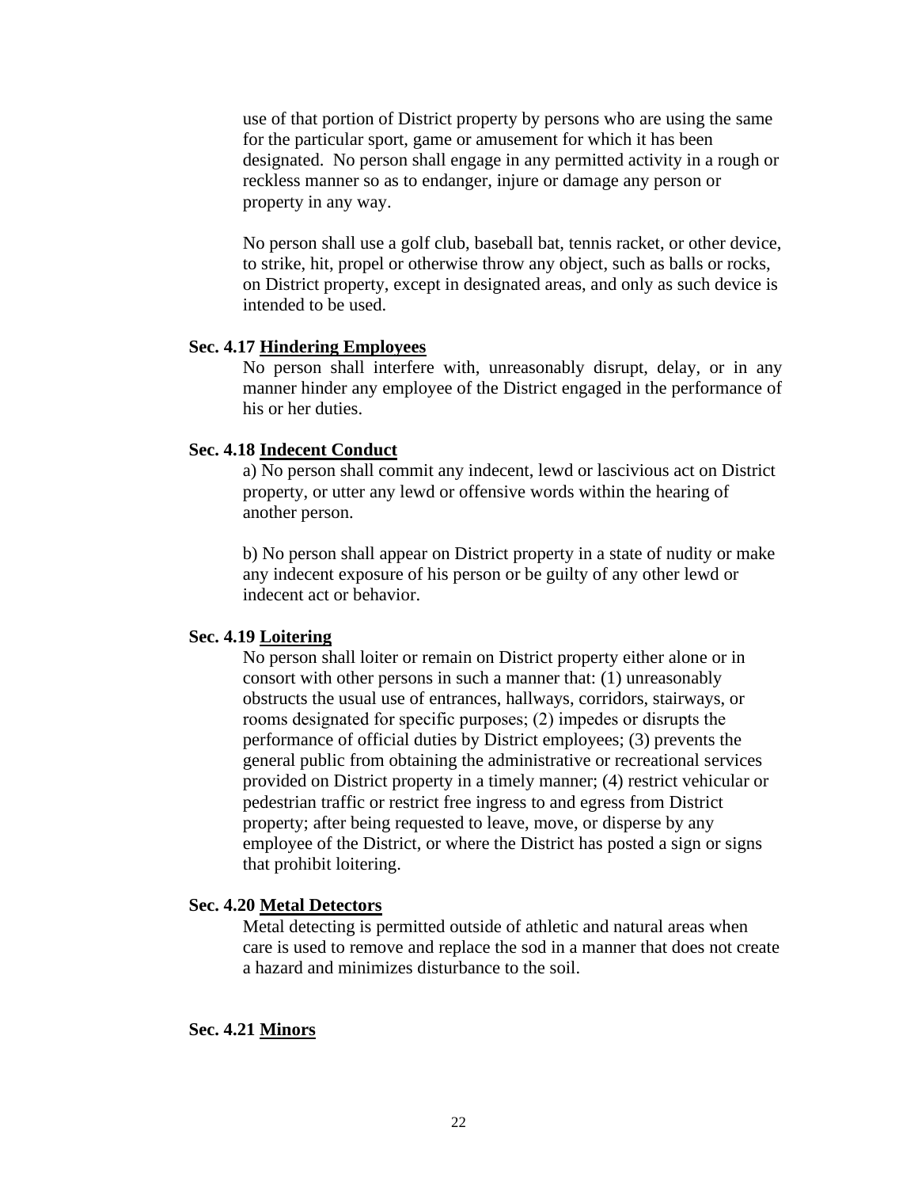use of that portion of District property by persons who are using the same for the particular sport, game or amusement for which it has been designated. No person shall engage in any permitted activity in a rough or reckless manner so as to endanger, injure or damage any person or property in any way.

No person shall use a golf club, baseball bat, tennis racket, or other device, to strike, hit, propel or otherwise throw any object, such as balls or rocks, on District property, except in designated areas, and only as such device is intended to be used.

**Sec. 4.17 <u>Hindering Employees</u>**

No person shall interfere with, unreasonably disrupt, delay, or in any manner hinder any employee of the District engaged in the performance of his or her duties.

**Sec. 4.18 <u>Indecent Conduct</u>**

a) No person shall commit any indecent, lewd or lascivious act on District property, or utter any lewd or offensive words within the hearing of another person.

b) No person shall appear on District property in a state of nudity or make any indecent exposure of his person or be guilty of any other lewd or indecent act or behavior.

**Sec. 4.19 <u>Loitering</u>**

No person shall loiter or remain on District property either alone or in consort with other persons in such a manner that: (1) unreasonably obstructs the usual use of entrances, hallways, corridors, stairways, or rooms designated for specific purposes; (2) impedes or disrupts the performance of official duties by District employees; (3) prevents the general public from obtaining the administrative or recreational services provided on District property in a timely manner; (4) restrict vehicular or pedestrian traffic or restrict free ingress to and egress from District property; after being requested to leave, move, or disperse by any employee of the District, or where the District has posted a sign or signs that prohibit loitering.

**Sec. 4.20 <u>Metal Detectors</u>**

Metal detecting is permitted outside of athletic and natural areas when care is used to remove and replace the sod in a manner that does not create a hazard and minimizes disturbance to the soil.

**Sec. 4.21 <u>Minors</u>**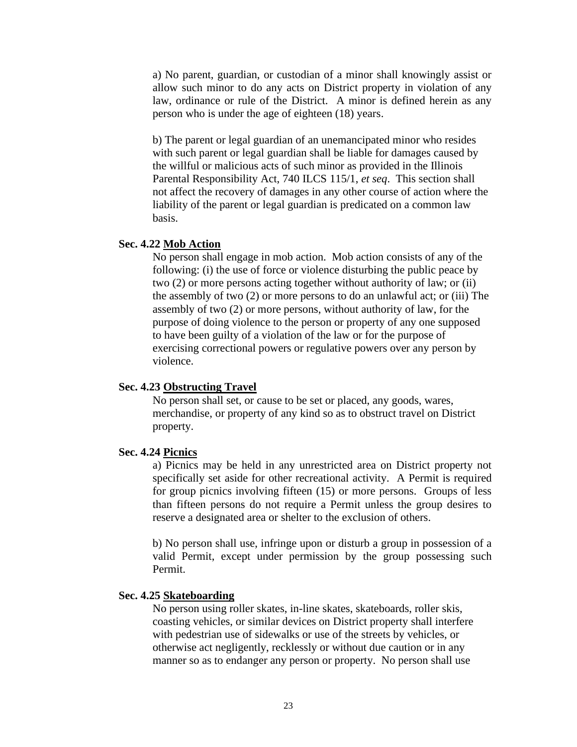a) No parent, guardian, or custodian of a minor shall knowingly assist or allow such minor to do any acts on District property in violation of any law, ordinance or rule of the District. A minor is defined herein as any person who is under the age of eighteen (18) years.

b) The parent or legal guardian of an unemancipated minor who resides with such parent or legal guardian shall be liable for damages caused by the willful or malicious acts of such minor as provided in the Illinois Parental Responsibility Act, 740 ILCS 115/1, *et seq*. This section shall not affect the recovery of damages in any other course of action where the liability of the parent or legal guardian is predicated on a common law basis.

**Sec. 4.22 Mob Action**

No person shall engage in mob action. Mob action consists of any of the following: (i) the use of force or violence disturbing the public peace by two (2) or more persons acting together without authority of law; or (ii) the assembly of two (2) or more persons to do an unlawful act; or (iii) The assembly of two (2) or more persons, without authority of law, for the purpose of doing violence to the person or property of any one supposed to have been guilty of a violation of the law or for the purpose of exercising correctional powers or regulative powers over any person by violence.

**Sec. 4.23 Obstructing Travel**

No person shall set, or cause to be set or placed, any goods, wares, merchandise, or property of any kind so as to obstruct travel on District property.

**Sec. 4.24 Picnics**

a) Picnics may be held in any unrestricted area on District property not specifically set aside for other recreational activity. A Permit is required for group picnics involving fifteen (15) or more persons. Groups of less than fifteen persons do not require a Permit unless the group desires to reserve a designated area or shelter to the exclusion of others.

b) No person shall use, infringe upon or disturb a group in possession of a valid Permit, except under permission by the group possessing such Permit.

**Sec. 4.25 Skateboarding**

No person using roller skates, in-line skates, skateboards, roller skis, coasting vehicles, or similar devices on District property shall interfere with pedestrian use of sidewalks or use of the streets by vehicles, or otherwise act negligently, recklessly or without due caution or in any manner so as to endanger any person or property. No person shall use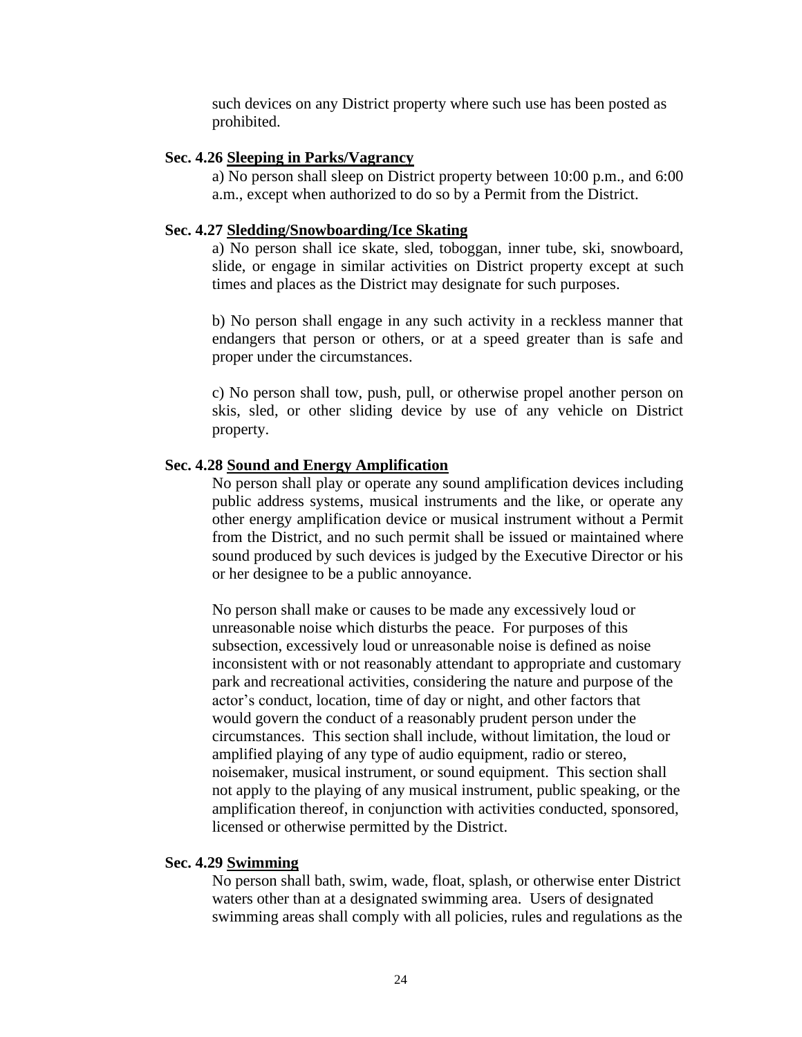such devices on any District property where such use has been posted as prohibited.

**Sec. 4.26 <u>Sleeping in Parks/Vagrancy</u>**

a) No person shall sleep on District property between 10:00 p.m., and 6:00 a.m., except when authorized to do so by a Permit from the District.

**Sec. 4.27 <u>Sledding/Snowboarding/Ice Skating</u>**

a) No person shall ice skate, sled, toboggan, inner tube, ski, snowboard, slide, or engage in similar activities on District property except at such times and places as the District may designate for such purposes.

b) No person shall engage in any such activity in a reckless manner that endangers that person or others, or at a speed greater than is safe and proper under the circumstances.

c) No person shall tow, push, pull, or otherwise propel another person on skis, sled, or other sliding device by use of any vehicle on District property.

**Sec. 4.28 <u>Sound and Energy Amplification</u>**

No person shall play or operate any sound amplification devices including public address systems, musical instruments and the like, or operate any other energy amplification device or musical instrument without a Permit from the District, and no such permit shall be issued or maintained where sound produced by such devices is judged by the Executive Director or his or her designee to be a public annoyance.

No person shall make or causes to be made any excessively loud or unreasonable noise which disturbs the peace. For purposes of this subsection, excessively loud or unreasonable noise is defined as noise inconsistent with or not reasonably attendant to appropriate and customary park and recreational activities, considering the nature and purpose of the actor's conduct, location, time of day or night, and other factors that would govern the conduct of a reasonably prudent person under the circumstances. This section shall include, without limitation, the loud or amplified playing of any type of audio equipment, radio or stereo, noisemaker, musical instrument, or sound equipment. This section shall not apply to the playing of any musical instrument, public speaking, or the amplification thereof, in conjunction with activities conducted, sponsored, licensed or otherwise permitted by the District.

**Sec. 4.29 <u>Swimming</u>**

No person shall bath, swim, wade, float, splash, or otherwise enter District waters other than at a designated swimming area. Users of designated swimming areas shall comply with all policies, rules and regulations as the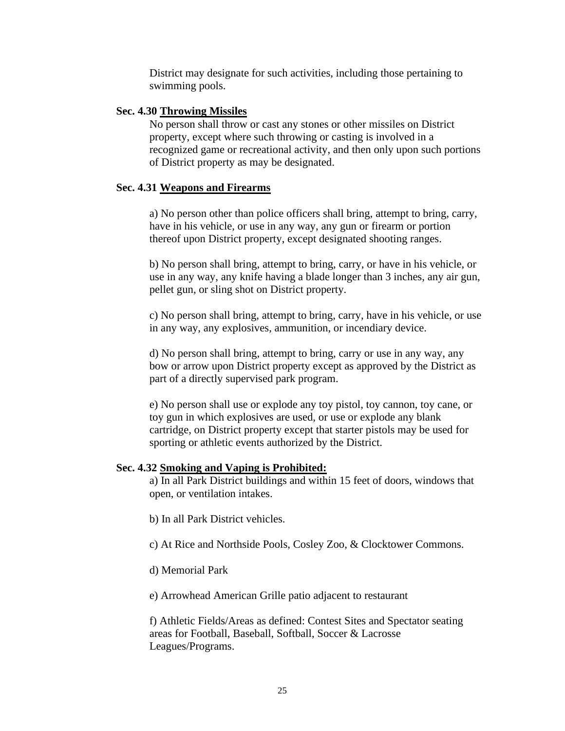District may designate for such activities, including those pertaining to swimming pools.

**Sec. 4.30 Throwing Missiles**

No person shall throw or cast any stones or other missiles on District property, except where such throwing or casting is involved in a recognized game or recreational activity, and then only upon such portions of District property as may be designated.

**Sec. 4.31 Weapons and Firearms**

a) No person other than police officers shall bring, attempt to bring, carry, have in his vehicle, or use in any way, any gun or firearm or portion thereof upon District property, except designated shooting ranges.

b) No person shall bring, attempt to bring, carry, or have in his vehicle, or use in any way, any knife having a blade longer than 3 inches, any air gun, pellet gun, or sling shot on District property.

c) No person shall bring, attempt to bring, carry, have in his vehicle, or use in any way, any explosives, ammunition, or incendiary device.

d) No person shall bring, attempt to bring, carry or use in any way, any bow or arrow upon District property except as approved by the District as part of a directly supervised park program.

e) No person shall use or explode any toy pistol, toy cannon, toy cane, or toy gun in which explosives are used, or use or explode any blank cartridge, on District property except that starter pistols may be used for sporting or athletic events authorized by the District.

**Sec. 4.32 Smoking and Vaping is Prohibited:**

a) In all Park District buildings and within 15 feet of doors, windows that open, or ventilation intakes.

b) In all Park District vehicles.

c) At Rice and Northside Pools, Cosley Zoo, & Clocktower Commons.

d) Memorial Park

e) Arrowhead American Grille patio adjacent to restaurant

f) Athletic Fields/Areas as defined: Contest Sites and Spectator seating areas for Football, Baseball, Softball, Soccer & Lacrosse Leagues/Programs.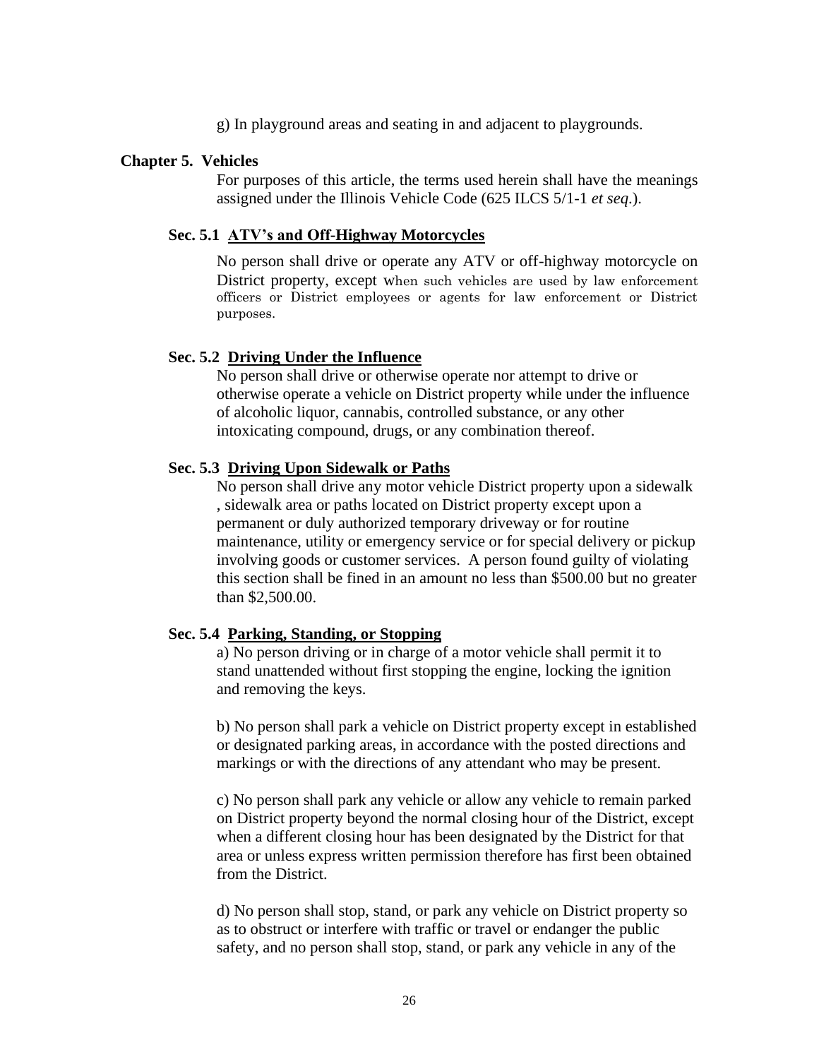g) In playground areas and seating in and adjacent to playgrounds.

## Chapter 5. Vehicles

For purposes of this article, the terms used herein shall have the meanings assigned under the Illinois Vehicle Code (625 ILCS 5/1-1 *et seq*.).

### Sec. 5.1 ATV's and Off-Highway Motorcycles

No person shall drive or operate any ATV or off-highway motorcycle on District property, except when such vehicles are used by law enforcement officers or District employees or agents for law enforcement or District purposes.

### Sec. 5.2 Driving Under the Influence

No person shall drive or otherwise operate nor attempt to drive or otherwise operate a vehicle on District property while under the influence of alcoholic liquor, cannabis, controlled substance, or any other intoxicating compound, drugs, or any combination thereof.

### Sec. 5.3 Driving Upon Sidewalk or Paths

No person shall drive any motor vehicle District property upon a sidewalk , sidewalk area or paths located on District property except upon a permanent or duly authorized temporary driveway or for routine maintenance, utility or emergency service or for special delivery or pickup involving goods or customer services. A person found guilty of violating this section shall be fined in an amount no less than $500.00 but no greater than $2,500.00.

### Sec. 5.4 Parking, Standing, or Stopping

a) No person driving or in charge of a motor vehicle shall permit it to stand unattended without first stopping the engine, locking the ignition and removing the keys.

b) No person shall park a vehicle on District property except in established or designated parking areas, in accordance with the posted directions and markings or with the directions of any attendant who may be present.

c) No person shall park any vehicle or allow any vehicle to remain parked on District property beyond the normal closing hour of the District, except when a different closing hour has been designated by the District for that area or unless express written permission therefore has first been obtained from the District.

d) No person shall stop, stand, or park any vehicle on District property so as to obstruct or interfere with traffic or travel or endanger the public safety, and no person shall stop, stand, or park any vehicle in any of the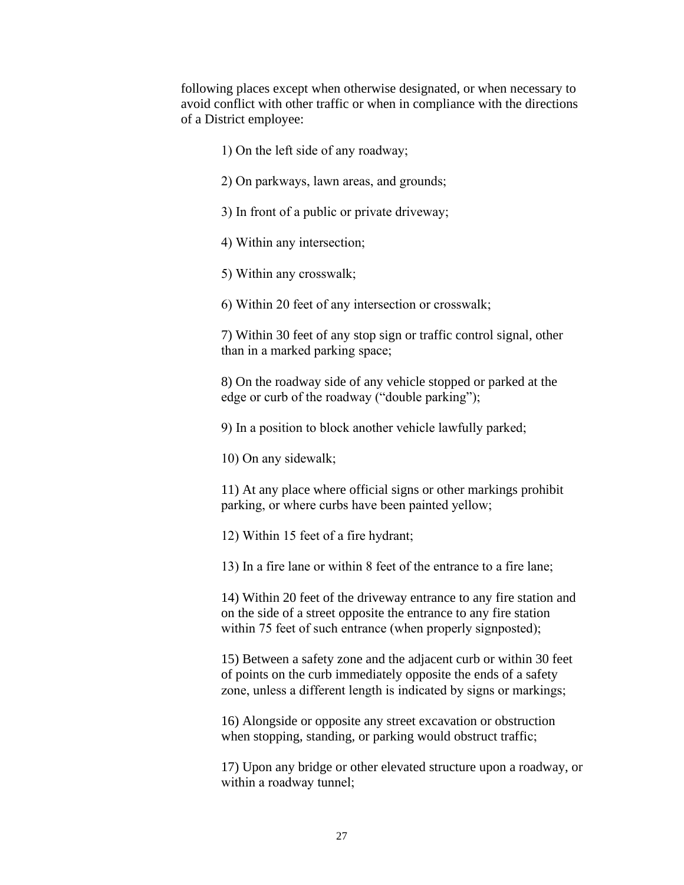following places except when otherwise designated, or when necessary to avoid conflict with other traffic or when in compliance with the directions of a District employee:

1) On the left side of any roadway;

2) On parkways, lawn areas, and grounds;

3) In front of a public or private driveway;

4) Within any intersection;

5) Within any crosswalk;

6) Within 20 feet of any intersection or crosswalk;

7) Within 30 feet of any stop sign or traffic control signal, other than in a marked parking space;

8) On the roadway side of any vehicle stopped or parked at the edge or curb of the roadway ("double parking");

9) In a position to block another vehicle lawfully parked;

10) On any sidewalk;

11) At any place where official signs or other markings prohibit parking, or where curbs have been painted yellow;

12) Within 15 feet of a fire hydrant;

13) In a fire lane or within 8 feet of the entrance to a fire lane;

14) Within 20 feet of the driveway entrance to any fire station and on the side of a street opposite the entrance to any fire station within 75 feet of such entrance (when properly signposted);

15) Between a safety zone and the adjacent curb or within 30 feet of points on the curb immediately opposite the ends of a safety zone, unless a different length is indicated by signs or markings;

16) Alongside or opposite any street excavation or obstruction when stopping, standing, or parking would obstruct traffic;

17) Upon any bridge or other elevated structure upon a roadway, or within a roadway tunnel;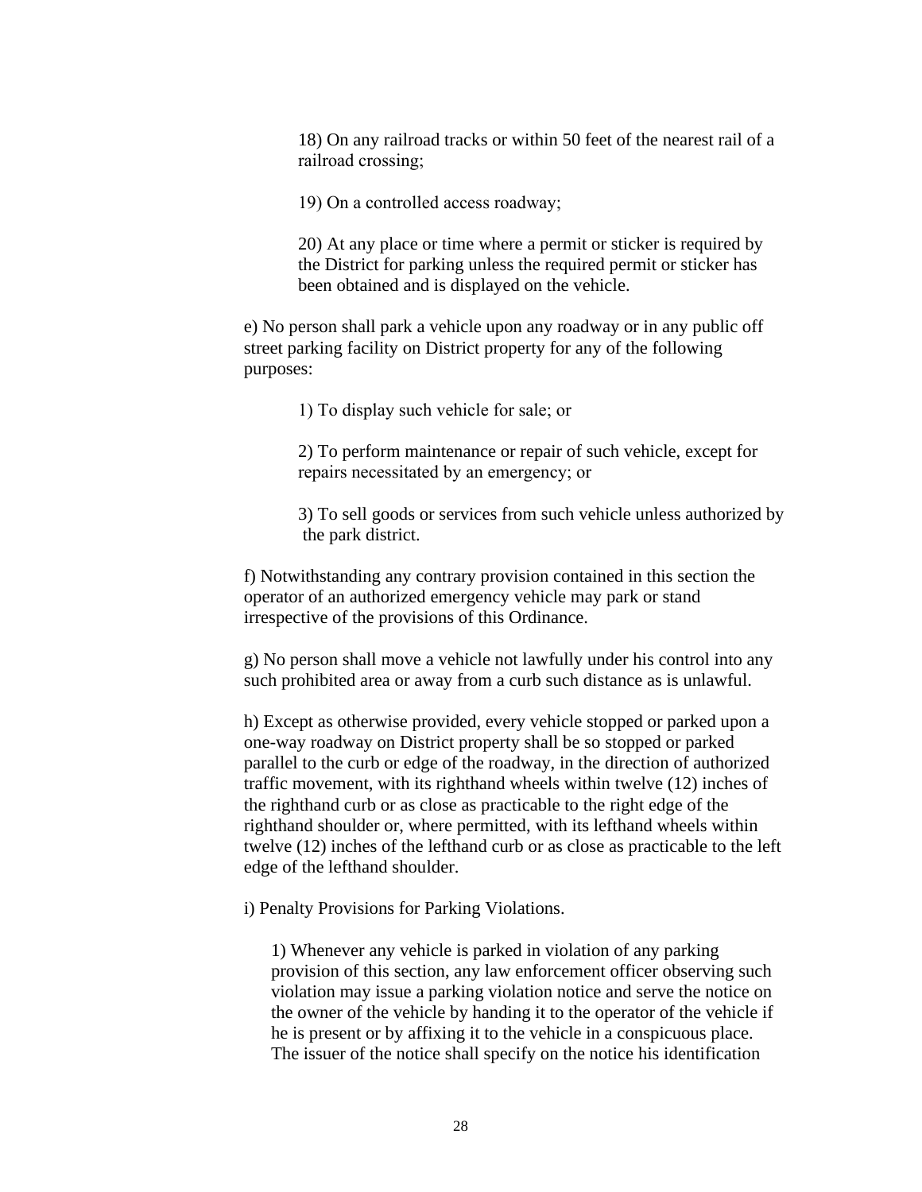18) On any railroad tracks or within 50 feet of the nearest rail of a railroad crossing;

19) On a controlled access roadway;

20) At any place or time where a permit or sticker is required by the District for parking unless the required permit or sticker has been obtained and is displayed on the vehicle.

e) No person shall park a vehicle upon any roadway or in any public off street parking facility on District property for any of the following purposes:

1) To display such vehicle for sale; or

2) To perform maintenance or repair of such vehicle, except for repairs necessitated by an emergency; or

3) To sell goods or services from such vehicle unless authorized by the park district.

f) Notwithstanding any contrary provision contained in this section the operator of an authorized emergency vehicle may park or stand irrespective of the provisions of this Ordinance.

g) No person shall move a vehicle not lawfully under his control into any such prohibited area or away from a curb such distance as is unlawful.

h) Except as otherwise provided, every vehicle stopped or parked upon a one-way roadway on District property shall be so stopped or parked parallel to the curb or edge of the roadway, in the direction of authorized traffic movement, with its righthand wheels within twelve (12) inches of the righthand curb or as close as practicable to the right edge of the righthand shoulder or, where permitted, with its lefthand wheels within twelve (12) inches of the lefthand curb or as close as practicable to the left edge of the lefthand shoulder.

i) Penalty Provisions for Parking Violations.

1) Whenever any vehicle is parked in violation of any parking provision of this section, any law enforcement officer observing such violation may issue a parking violation notice and serve the notice on the owner of the vehicle by handing it to the operator of the vehicle if he is present or by affixing it to the vehicle in a conspicuous place. The issuer of the notice shall specify on the notice his identification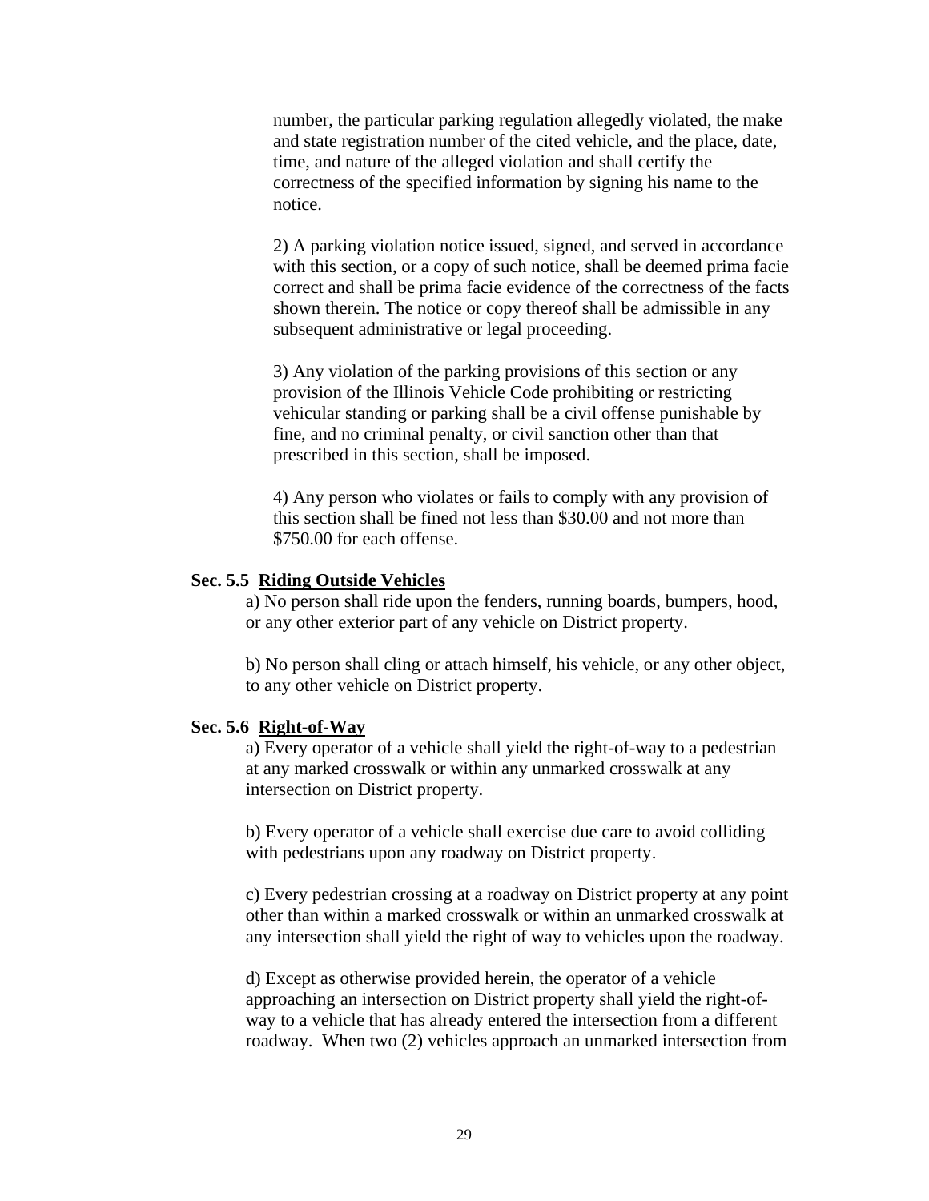number, the particular parking regulation allegedly violated, the make and state registration number of the cited vehicle, and the place, date, time, and nature of the alleged violation and shall certify the correctness of the specified information by signing his name to the notice.

2) A parking violation notice issued, signed, and served in accordance with this section, or a copy of such notice, shall be deemed prima facie correct and shall be prima facie evidence of the correctness of the facts shown therein. The notice or copy thereof shall be admissible in any subsequent administrative or legal proceeding.

3) Any violation of the parking provisions of this section or any provision of the Illinois Vehicle Code prohibiting or restricting vehicular standing or parking shall be a civil offense punishable by fine, and no criminal penalty, or civil sanction other than that prescribed in this section, shall be imposed.

4) Any person who violates or fails to comply with any provision of this section shall be fined not less than $30.00 and not more than $750.00 for each offense.

**Sec. 5.5 Riding Outside Vehicles**

a) No person shall ride upon the fenders, running boards, bumpers, hood, or any other exterior part of any vehicle on District property.

b) No person shall cling or attach himself, his vehicle, or any other object, to any other vehicle on District property.

**Sec. 5.6 Right-of-Way**

a) Every operator of a vehicle shall yield the right-of-way to a pedestrian at any marked crosswalk or within any unmarked crosswalk at any intersection on District property.

b) Every operator of a vehicle shall exercise due care to avoid colliding with pedestrians upon any roadway on District property.

c) Every pedestrian crossing at a roadway on District property at any point other than within a marked crosswalk or within an unmarked crosswalk at any intersection shall yield the right of way to vehicles upon the roadway.

d) Except as otherwise provided herein, the operator of a vehicle approaching an intersection on District property shall yield the right-of-way to a vehicle that has already entered the intersection from a different roadway. When two (2) vehicles approach an unmarked intersection from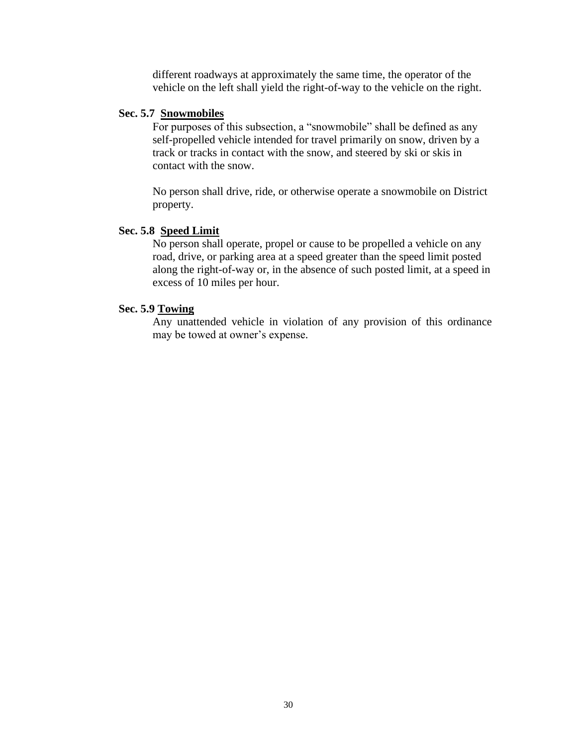different roadways at approximately the same time, the operator of the vehicle on the left shall yield the right-of-way to the vehicle on the right.

**Sec. 5.7 <u>Snowmobiles</u>**

For purposes of this subsection, a "snowmobile" shall be defined as any self-propelled vehicle intended for travel primarily on snow, driven by a track or tracks in contact with the snow, and steered by ski or skis in contact with the snow.

No person shall drive, ride, or otherwise operate a snowmobile on District property.

**Sec. 5.8 <u>Speed Limit</u>**

No person shall operate, propel or cause to be propelled a vehicle on any road, drive, or parking area at a speed greater than the speed limit posted along the right-of-way or, in the absence of such posted limit, at a speed in excess of 10 miles per hour.

**Sec. 5.9 <u>Towing</u>**

Any unattended vehicle in violation of any provision of this ordinance may be towed at owner's expense.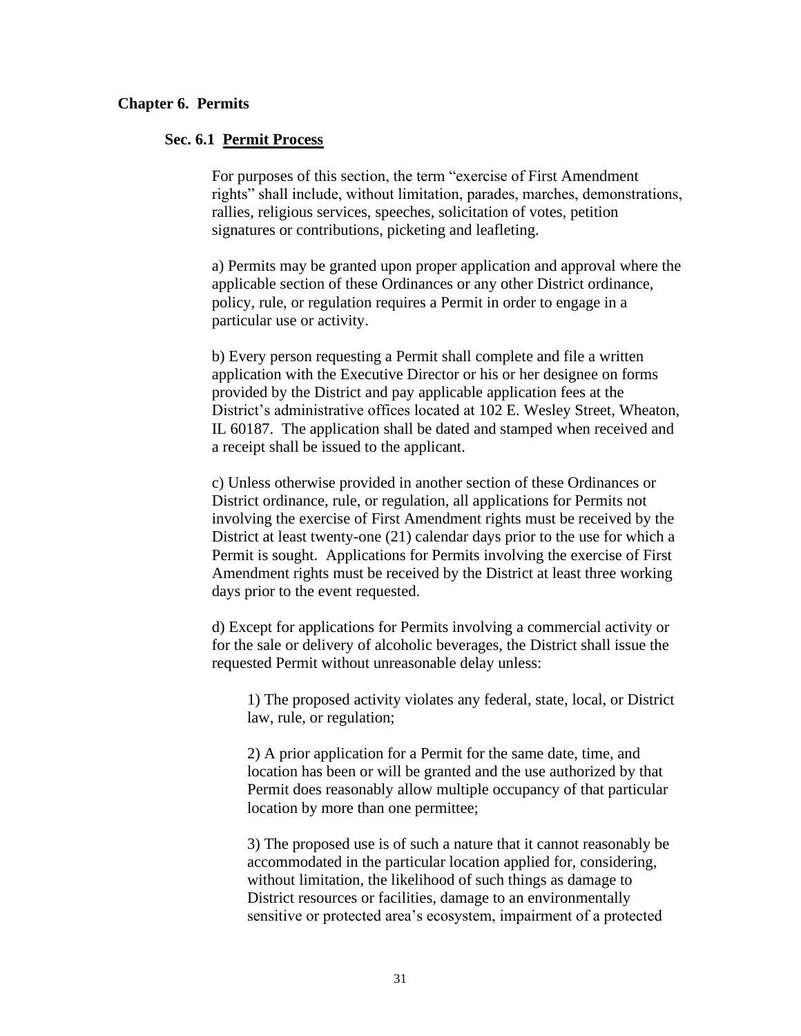## Chapter 6. Permits

### Sec. 6.1 Permit Process

For purposes of this section, the term "exercise of First Amendment rights" shall include, without limitation, parades, marches, demonstrations, rallies, religious services, speeches, solicitation of votes, petition signatures or contributions, picketing and leafleting.

a) Permits may be granted upon proper application and approval where the applicable section of these Ordinances or any other District ordinance, policy, rule, or regulation requires a Permit in order to engage in a particular use or activity.

b) Every person requesting a Permit shall complete and file a written application with the Executive Director or his or her designee on forms provided by the District and pay applicable application fees at the District's administrative offices located at 102 E. Wesley Street, Wheaton, IL 60187. The application shall be dated and stamped when received and a receipt shall be issued to the applicant.

c) Unless otherwise provided in another section of these Ordinances or District ordinance, rule, or regulation, all applications for Permits not involving the exercise of First Amendment rights must be received by the District at least twenty-one (21) calendar days prior to the use for which a Permit is sought. Applications for Permits involving the exercise of First Amendment rights must be received by the District at least three working days prior to the event requested.

d) Except for applications for Permits involving a commercial activity or for the sale or delivery of alcoholic beverages, the District shall issue the requested Permit without unreasonable delay unless:

1) The proposed activity violates any federal, state, local, or District law, rule, or regulation;

2) A prior application for a Permit for the same date, time, and location has been or will be granted and the use authorized by that Permit does reasonably allow multiple occupancy of that particular location by more than one permittee;

3) The proposed use is of such a nature that it cannot reasonably be accommodated in the particular location applied for, considering, without limitation, the likelihood of such things as damage to District resources or facilities, damage to an environmentally sensitive or protected area's ecosystem, impairment of a protected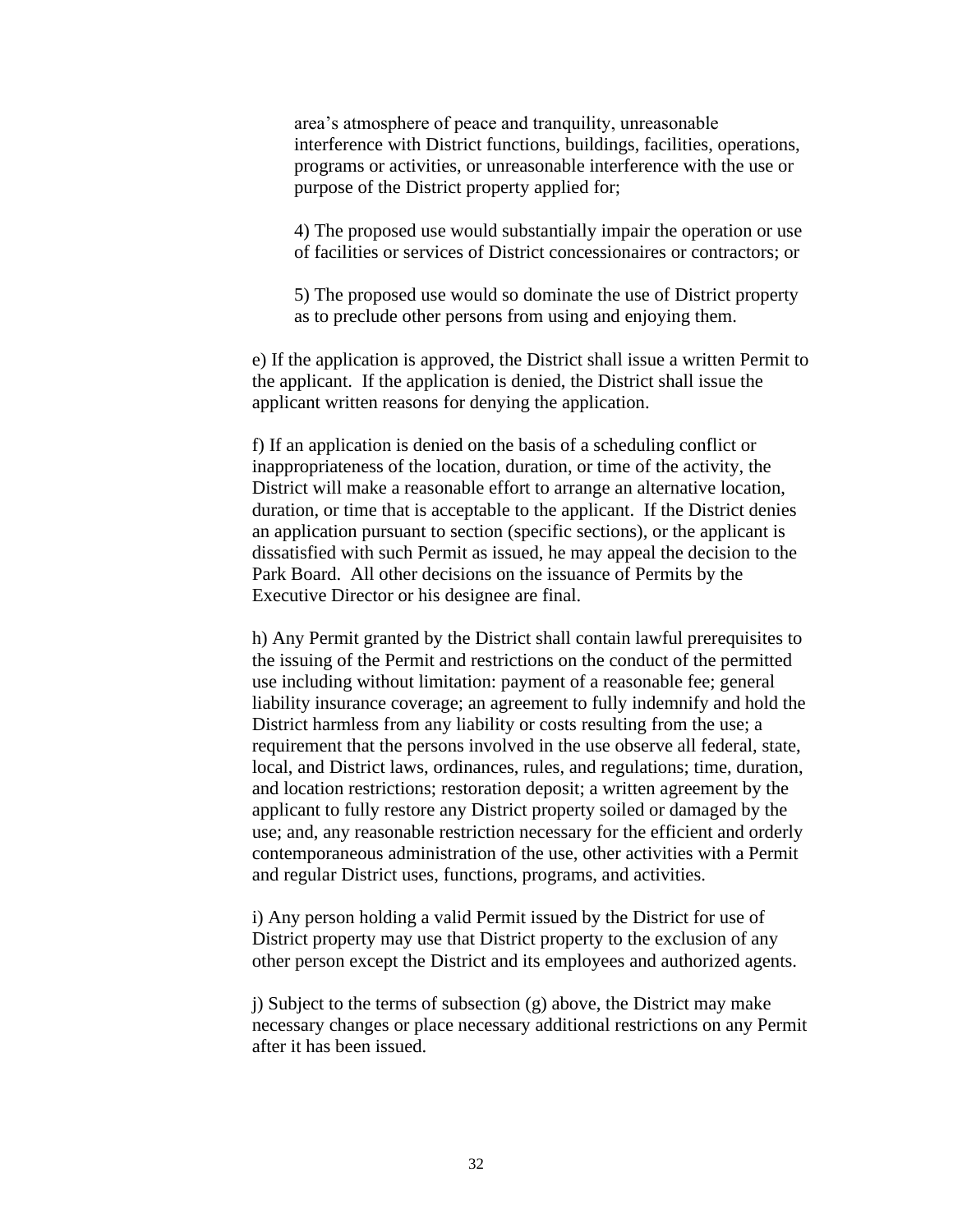area's atmosphere of peace and tranquility, unreasonable interference with District functions, buildings, facilities, operations, programs or activities, or unreasonable interference with the use or purpose of the District property applied for;

4) The proposed use would substantially impair the operation or use of facilities or services of District concessionaires or contractors; or

5) The proposed use would so dominate the use of District property as to preclude other persons from using and enjoying them.

e) If the application is approved, the District shall issue a written Permit to the applicant. If the application is denied, the District shall issue the applicant written reasons for denying the application.

f) If an application is denied on the basis of a scheduling conflict or inappropriateness of the location, duration, or time of the activity, the District will make a reasonable effort to arrange an alternative location, duration, or time that is acceptable to the applicant. If the District denies an application pursuant to section (specific sections), or the applicant is dissatisfied with such Permit as issued, he may appeal the decision to the Park Board. All other decisions on the issuance of Permits by the Executive Director or his designee are final.

h) Any Permit granted by the District shall contain lawful prerequisites to the issuing of the Permit and restrictions on the conduct of the permitted use including without limitation: payment of a reasonable fee; general liability insurance coverage; an agreement to fully indemnify and hold the District harmless from any liability or costs resulting from the use; a requirement that the persons involved in the use observe all federal, state, local, and District laws, ordinances, rules, and regulations; time, duration, and location restrictions; restoration deposit; a written agreement by the applicant to fully restore any District property soiled or damaged by the use; and, any reasonable restriction necessary for the efficient and orderly contemporaneous administration of the use, other activities with a Permit and regular District uses, functions, programs, and activities.

i) Any person holding a valid Permit issued by the District for use of District property may use that District property to the exclusion of any other person except the District and its employees and authorized agents.

j) Subject to the terms of subsection (g) above, the District may make necessary changes or place necessary additional restrictions on any Permit after it has been issued.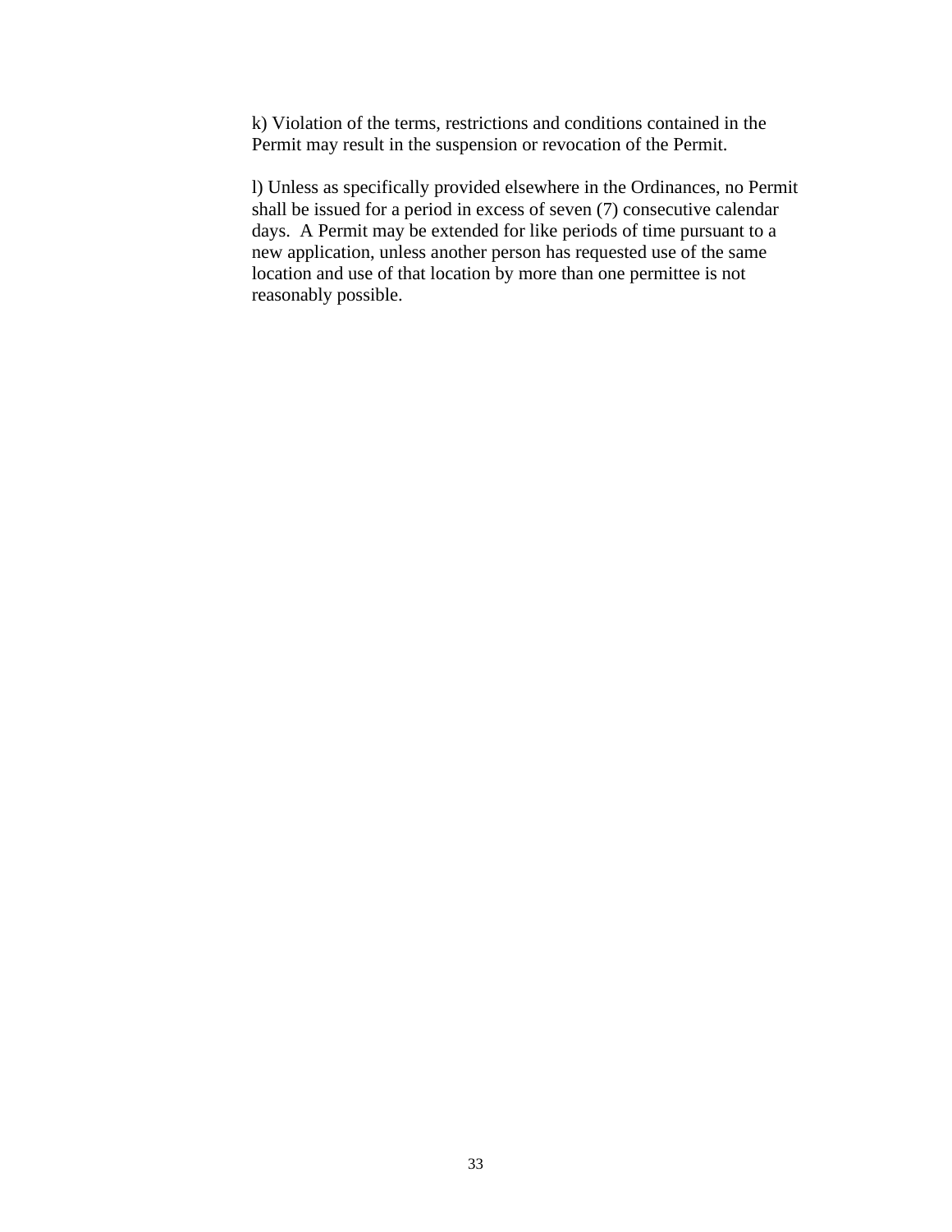k) Violation of the terms, restrictions and conditions contained in the Permit may result in the suspension or revocation of the Permit.

l) Unless as specifically provided elsewhere in the Ordinances, no Permit shall be issued for a period in excess of seven (7) consecutive calendar days. A Permit may be extended for like periods of time pursuant to a new application, unless another person has requested use of the same location and use of that location by more than one permittee is not reasonably possible.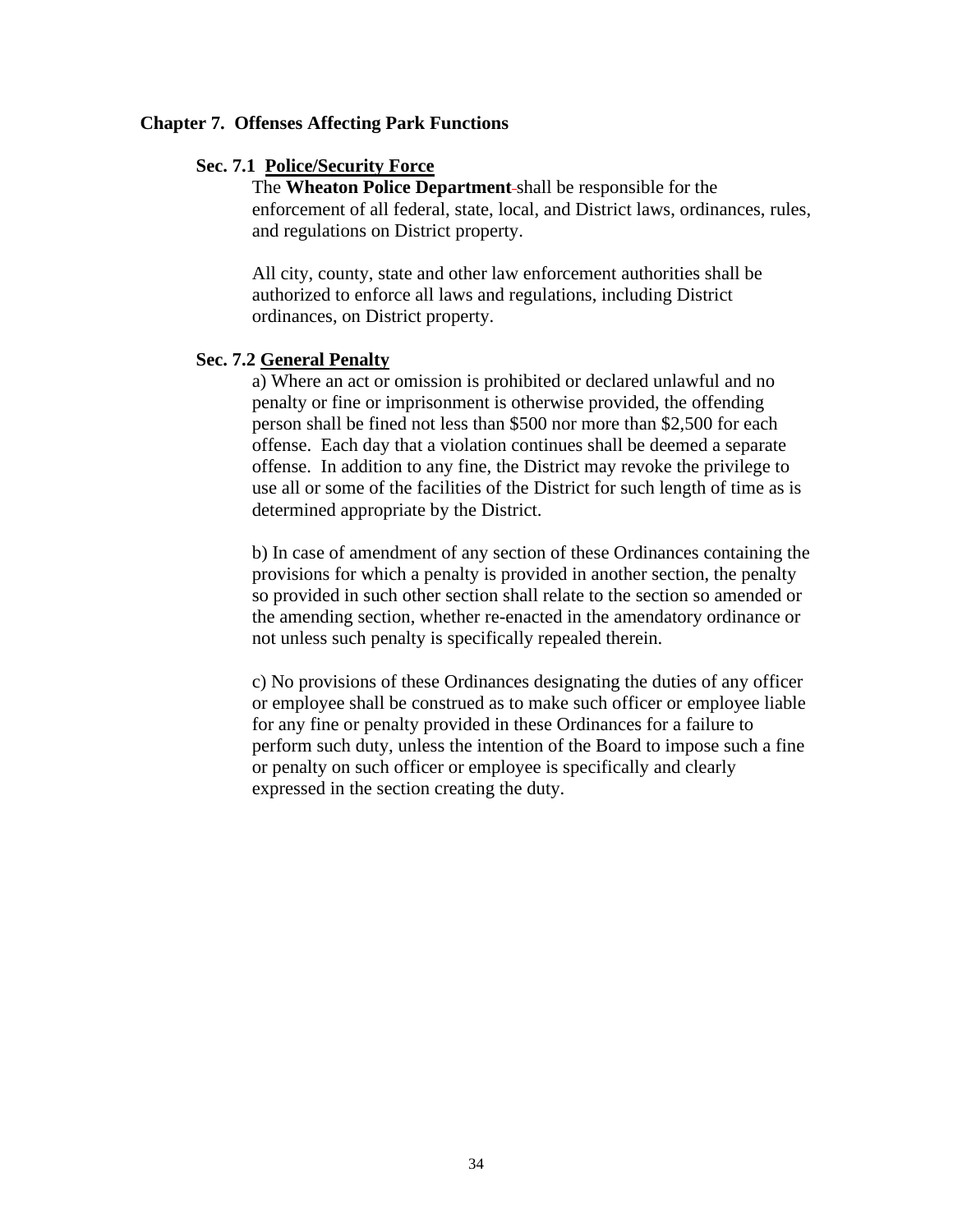## Chapter 7. Offenses Affecting Park Functions

### Sec. 7.1 Police/Security Force

The **Wheaton Police Department** shall be responsible for the enforcement of all federal, state, local, and District laws, ordinances, rules, and regulations on District property.

All city, county, state and other law enforcement authorities shall be authorized to enforce all laws and regulations, including District ordinances, on District property.

### Sec. 7.2 General Penalty

a) Where an act or omission is prohibited or declared unlawful and no penalty or fine or imprisonment is otherwise provided, the offending person shall be fined not less than $500 nor more than $2,500 for each offense. Each day that a violation continues shall be deemed a separate offense. In addition to any fine, the District may revoke the privilege to use all or some of the facilities of the District for such length of time as is determined appropriate by the District.

b) In case of amendment of any section of these Ordinances containing the provisions for which a penalty is provided in another section, the penalty so provided in such other section shall relate to the section so amended or the amending section, whether re-enacted in the amendatory ordinance or not unless such penalty is specifically repealed therein.

c) No provisions of these Ordinances designating the duties of any officer or employee shall be construed as to make such officer or employee liable for any fine or penalty provided in these Ordinances for a failure to perform such duty, unless the intention of the Board to impose such a fine or penalty on such officer or employee is specifically and clearly expressed in the section creating the duty.